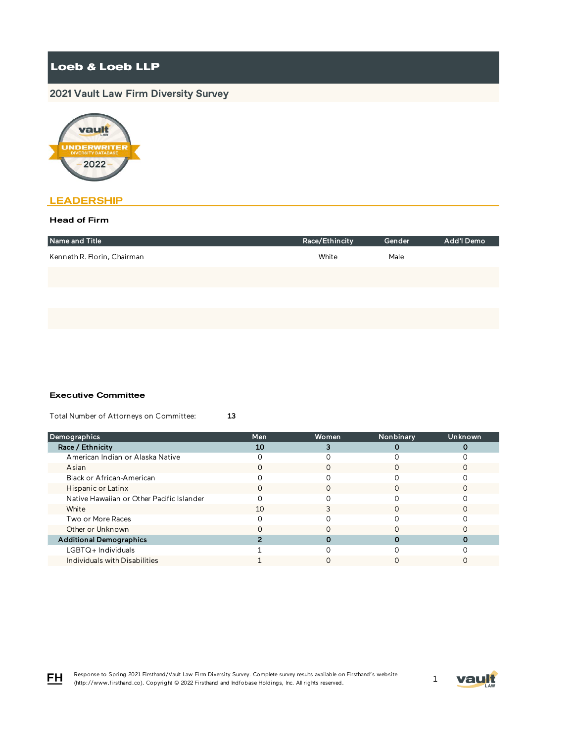# Loeb & Loeb LLP

## 2021 Vault Law Firm Diversity Survey

## LEADERSHIP

### Head of Firm

| Name and Title | Race/Ethincity | Gender | Add'l Demo |
|---|---|---|---|
| Kenneth R. Florin, Chairman | White | Male | |

### Executive Committee

Total Number of Attorneys on Committee: **13**

| Demographics | Men | Women | Nonbinary | Unknown |
|---|---|---|---|---|
| **Race / Ethnicity** | **10** | **3** | **0** | **0** |
| American Indian or Alaska Native | 0 | 0 | 0 | 0 |
| Asian | 0 | 0 | 0 | 0 |
| Black or African-American | 0 | 0 | 0 | 0 |
| Hispanic or Latinx | 0 | 0 | 0 | 0 |
| Native Hawaiian or Other Pacific Islander | 0 | 0 | 0 | 0 |
| White | 10 | 3 | 0 | 0 |
| Two or More Races | 0 | 0 | 0 | 0 |
| Other or Unknown | 0 | 0 | 0 | 0 |
| **Additional Demographics** | **2** | **0** | **0** | **0** |
| LGBTQ+ Individuals | 1 | 0 | 0 | 0 |
| Individuals with Disabilities | 1 | 0 | 0 | 0 |

Response to Spring 2021 Firsthand/Vault Law Firm Diversity Survey. Complete survey results available on Firsthand's website (http://www.firsthand.co). Copyright © 2022 Firsthand and Infobase Holdings, Inc. All rights reserved.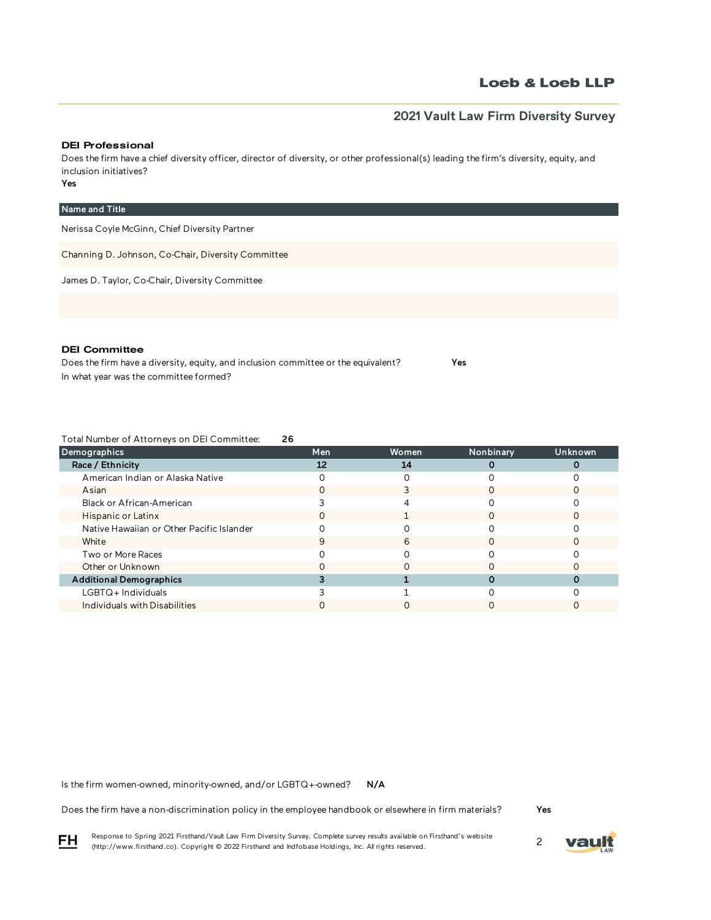### DEI Professional

Does the firm have a chief diversity officer, director of diversity, or other professional(s) leading the firm's diversity, equity, and inclusion initiatives?

**Yes**

| Name and Title |
| --- |
| Nerissa Coyle McGinn, Chief Diversity Partner |
| Channing D. Johnson, Co-Chair, Diversity Committee |
| James D. Taylor, Co-Chair, Diversity Committee |
| |

### DEI Committee

Does the firm have a diversity, equity, and inclusion committee or the equivalent? **Yes**

In what year was the committee formed?

Total Number of Attorneys on DEI Committee: **26**

| Demographics | Men | Women | Nonbinary | Unknown |
| --- | --- | --- | --- | --- |
| **Race / Ethnicity** | **12** | **14** | **0** | **0** |
| American Indian or Alaska Native | 0 | 0 | 0 | 0 |
| Asian | 0 | 3 | 0 | 0 |
| Black or African-American | 3 | 4 | 0 | 0 |
| Hispanic or Latinx | 0 | 1 | 0 | 0 |
| Native Hawaiian or Other Pacific Islander | 0 | 0 | 0 | 0 |
| White | 9 | 6 | 0 | 0 |
| Two or More Races | 0 | 0 | 0 | 0 |
| Other or Unknown | 0 | 0 | 0 | 0 |
| **Additional Demographics** | **3** | **1** | **0** | **0** |
| LGBTQ+ Individuals | 3 | 1 | 0 | 0 |
| Individuals with Disabilities | 0 | 0 | 0 | 0 |

Is the firm women-owned, minority-owned, and/or LGBTQ+-owned? **N/A**

Does the firm have a non-discrimination policy in the employee handbook or elsewhere in firm materials? **Yes**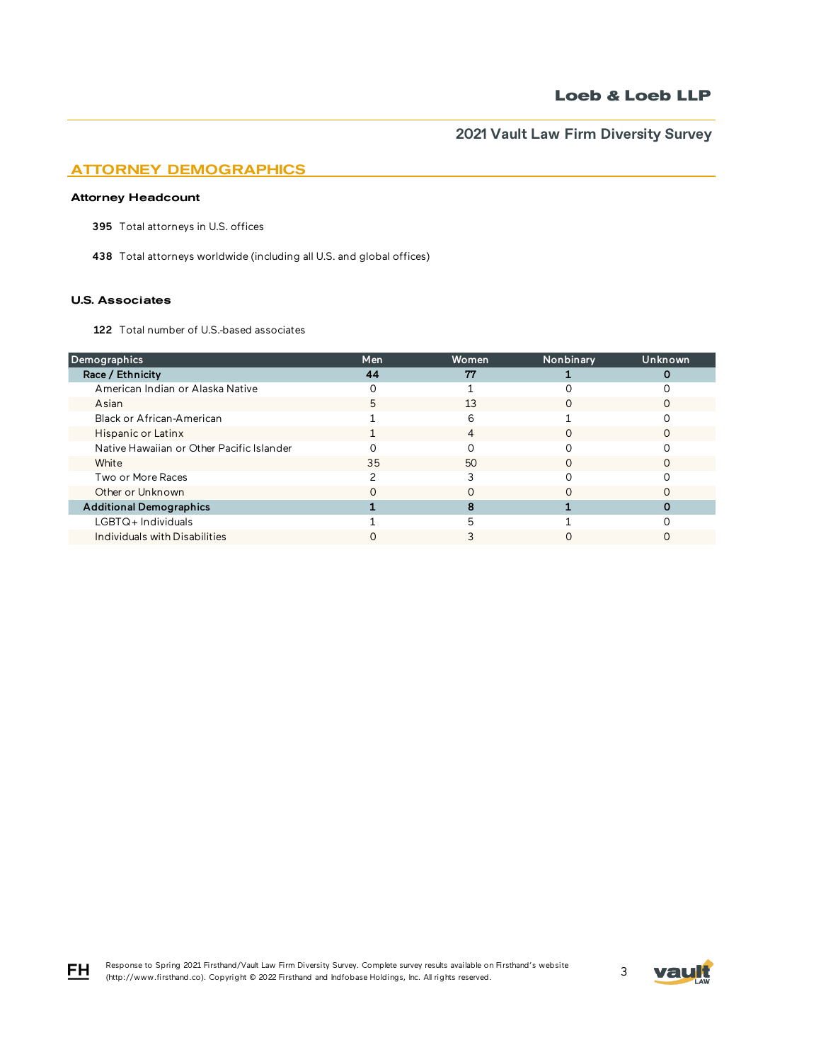# Loeb & Loeb LLP

## 2021 Vault Law Firm Diversity Survey

## ATTORNEY DEMOGRAPHICS

### Attorney Headcount

**395** Total attorneys in U.S. offices

**438** Total attorneys worldwide (including all U.S. and global offices)

### U.S. Associates

**122** Total number of U.S.-based associates

| Demographics | Men | Women | Nonbinary | Unknown |
|---|---|---|---|---|
| **Race / Ethnicity** | **44** | **77** | **1** | **0** |
| American Indian or Alaska Native | 0 | 1 | 0 | 0 |
| Asian | 5 | 13 | 0 | 0 |
| Black or African-American | 1 | 6 | 1 | 0 |
| Hispanic or Latinx | 1 | 4 | 0 | 0 |
| Native Hawaiian or Other Pacific Islander | 0 | 0 | 0 | 0 |
| White | 35 | 50 | 0 | 0 |
| Two or More Races | 2 | 3 | 0 | 0 |
| Other or Unknown | 0 | 0 | 0 | 0 |
| **Additional Demographics** | **1** | **8** | **1** | **0** |
| LGBTQ+ Individuals | 1 | 5 | 1 | 0 |
| Individuals with Disabilities | 0 | 3 | 0 | 0 |

Response to Spring 2021 Firsthand/Vault Law Firm Diversity Survey. Complete survey results available on Firsthand's website (http://www.firsthand.co). Copyright © 2022 Firsthand and Indfobase Holdings, Inc. All rights reserved.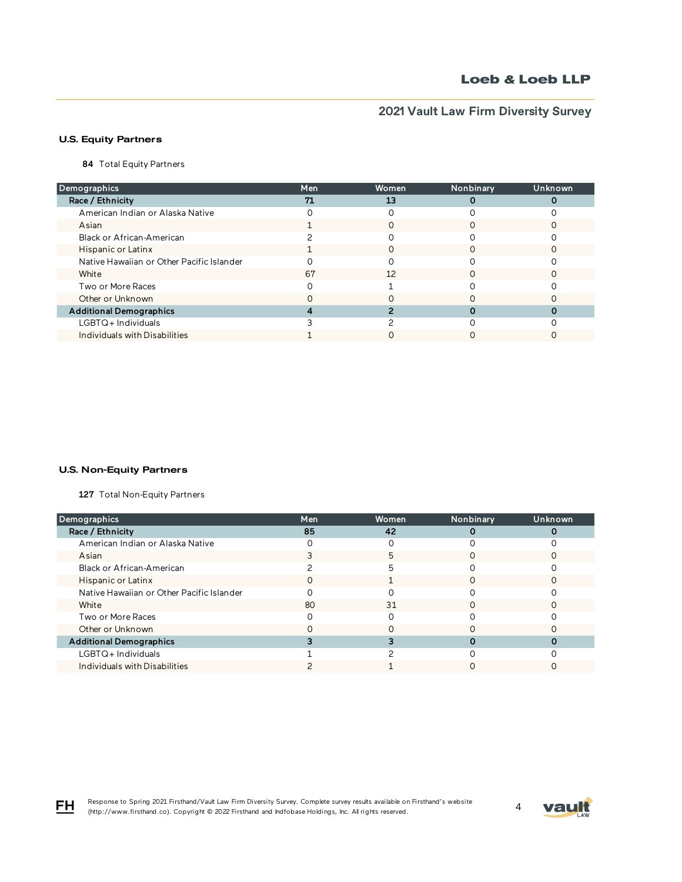## U.S. Equity Partners

**84** Total Equity Partners

| Demographics | Men | Women | Nonbinary | Unknown |
|---|---|---|---|---|
| **Race / Ethnicity** | **71** | **13** | **0** | **0** |
| American Indian or Alaska Native | 0 | 0 | 0 | 0 |
| Asian | 1 | 0 | 0 | 0 |
| Black or African-American | 2 | 0 | 0 | 0 |
| Hispanic or Latinx | 1 | 0 | 0 | 0 |
| Native Hawaiian or Other Pacific Islander | 0 | 0 | 0 | 0 |
| White | 67 | 12 | 0 | 0 |
| Two or More Races | 0 | 1 | 0 | 0 |
| Other or Unknown | 0 | 0 | 0 | 0 |
| **Additional Demographics** | **4** | **2** | **0** | **0** |
| LGBTQ+ Individuals | 3 | 2 | 0 | 0 |
| Individuals with Disabilities | 1 | 0 | 0 | 0 |

## U.S. Non-Equity Partners

**127** Total Non-Equity Partners

| Demographics | Men | Women | Nonbinary | Unknown |
|---|---|---|---|---|
| **Race / Ethnicity** | **85** | **42** | **0** | **0** |
| American Indian or Alaska Native | 0 | 0 | 0 | 0 |
| Asian | 3 | 5 | 0 | 0 |
| Black or African-American | 2 | 5 | 0 | 0 |
| Hispanic or Latinx | 0 | 1 | 0 | 0 |
| Native Hawaiian or Other Pacific Islander | 0 | 0 | 0 | 0 |
| White | 80 | 31 | 0 | 0 |
| Two or More Races | 0 | 0 | 0 | 0 |
| Other or Unknown | 0 | 0 | 0 | 0 |
| **Additional Demographics** | **3** | **3** | **0** | **0** |
| LGBTQ+ Individuals | 1 | 2 | 0 | 0 |
| Individuals with Disabilities | 2 | 1 | 0 | 0 |

Response to Spring 2021 Firsthand/Vault Law Firm Diversity Survey. Complete survey results available on Firsthand's website (http://www.firsthand.co). Copyright © 2022 Firsthand and Indfobase Holdings, Inc. All rights reserved.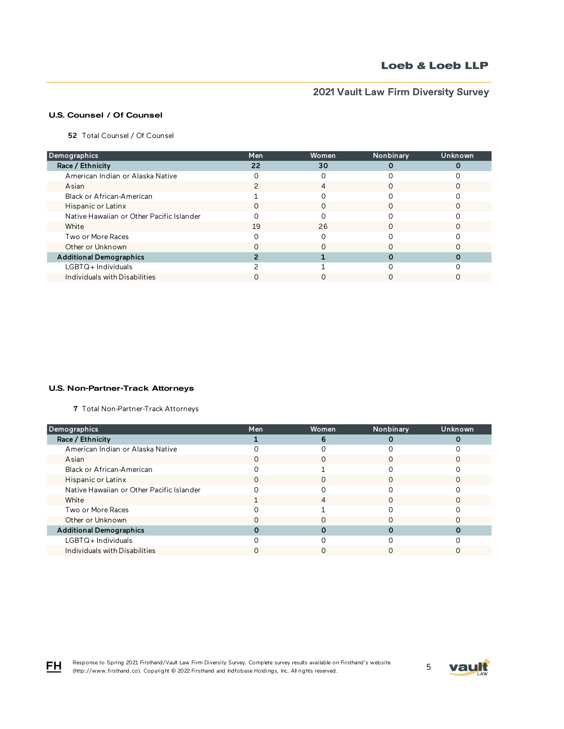## U.S. Counsel / Of Counsel

**52** Total Counsel / Of Counsel

| Demographics | Men | Women | Nonbinary | Unknown |
|---|---|---|---|---|
| **Race / Ethnicity** | **22** | **30** | **0** | **0** |
| American Indian or Alaska Native | 0 | 0 | 0 | 0 |
| Asian | 2 | 4 | 0 | 0 |
| Black or African-American | 1 | 0 | 0 | 0 |
| Hispanic or Latinx | 0 | 0 | 0 | 0 |
| Native Hawaiian or Other Pacific Islander | 0 | 0 | 0 | 0 |
| White | 19 | 26 | 0 | 0 |
| Two or More Races | 0 | 0 | 0 | 0 |
| Other or Unknown | 0 | 0 | 0 | 0 |
| **Additional Demographics** | **2** | **1** | **0** | **0** |
| LGBTQ+ Individuals | 2 | 1 | 0 | 0 |
| Individuals with Disabilities | 0 | 0 | 0 | 0 |

## U.S. Non-Partner-Track Attorneys

**7** Total Non-Partner-Track Attorneys

| Demographics | Men | Women | Nonbinary | Unknown |
|---|---|---|---|---|
| **Race / Ethnicity** | **1** | **6** | **0** | **0** |
| American Indian or Alaska Native | 0 | 0 | 0 | 0 |
| Asian | 0 | 0 | 0 | 0 |
| Black or African-American | 0 | 1 | 0 | 0 |
| Hispanic or Latinx | 0 | 0 | 0 | 0 |
| Native Hawaiian or Other Pacific Islander | 0 | 0 | 0 | 0 |
| White | 1 | 4 | 0 | 0 |
| Two or More Races | 0 | 1 | 0 | 0 |
| Other or Unknown | 0 | 0 | 0 | 0 |
| **Additional Demographics** | **0** | **0** | **0** | **0** |
| LGBTQ+ Individuals | 0 | 0 | 0 | 0 |
| Individuals with Disabilities | 0 | 0 | 0 | 0 |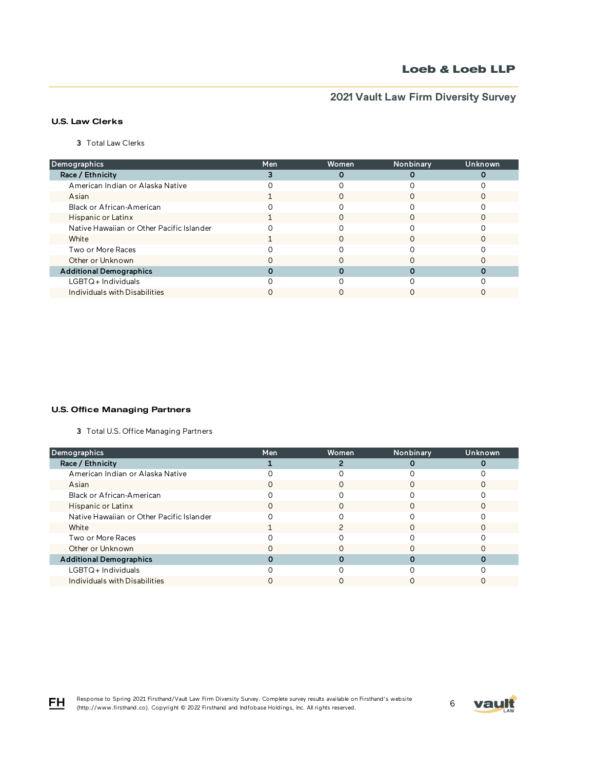## U.S. Law Clerks

**3** Total Law Clerks

| Demographics | Men | Women | Nonbinary | Unknown |
|---|---|---|---|---|
| **Race / Ethnicity** | **3** | **0** | **0** | **0** |
| American Indian or Alaska Native | 0 | 0 | 0 | 0 |
| Asian | 1 | 0 | 0 | 0 |
| Black or African-American | 0 | 0 | 0 | 0 |
| Hispanic or Latinx | 1 | 0 | 0 | 0 |
| Native Hawaiian or Other Pacific Islander | 0 | 0 | 0 | 0 |
| White | 1 | 0 | 0 | 0 |
| Two or More Races | 0 | 0 | 0 | 0 |
| Other or Unknown | 0 | 0 | 0 | 0 |
| **Additional Demographics** | **0** | **0** | **0** | **0** |
| LGBTQ+ Individuals | 0 | 0 | 0 | 0 |
| Individuals with Disabilities | 0 | 0 | 0 | 0 |

## U.S. Office Managing Partners

**3** Total U.S. Office Managing Partners

| Demographics | Men | Women | Nonbinary | Unknown |
|---|---|---|---|---|
| **Race / Ethnicity** | **1** | **2** | **0** | **0** |
| American Indian or Alaska Native | 0 | 0 | 0 | 0 |
| Asian | 0 | 0 | 0 | 0 |
| Black or African-American | 0 | 0 | 0 | 0 |
| Hispanic or Latinx | 0 | 0 | 0 | 0 |
| Native Hawaiian or Other Pacific Islander | 0 | 0 | 0 | 0 |
| White | 1 | 2 | 0 | 0 |
| Two or More Races | 0 | 0 | 0 | 0 |
| Other or Unknown | 0 | 0 | 0 | 0 |
| **Additional Demographics** | **0** | **0** | **0** | **0** |
| LGBTQ+ Individuals | 0 | 0 | 0 | 0 |
| Individuals with Disabilities | 0 | 0 | 0 | 0 |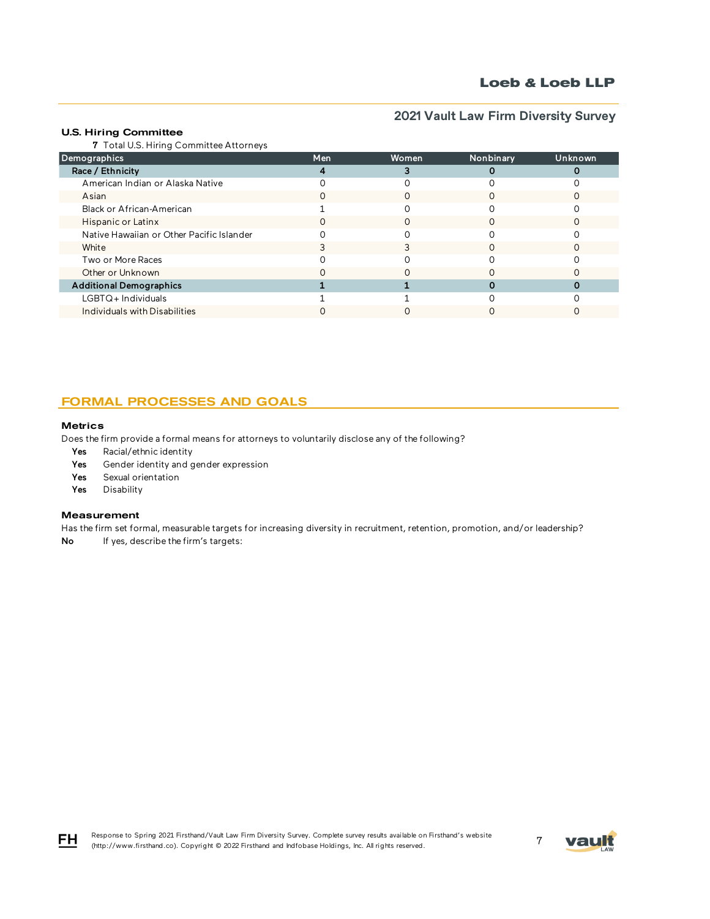### U.S. Hiring Committee

**7** Total U.S. Hiring Committee Attorneys

| Demographics | Men | Women | Nonbinary | Unknown |
|---|---|---|---|---|
| **Race / Ethnicity** | **4** | **3** | **0** | **0** |
| American Indian or Alaska Native | 0 | 0 | 0 | 0 |
| Asian | 0 | 0 | 0 | 0 |
| Black or African-American | 1 | 0 | 0 | 0 |
| Hispanic or Latinx | 0 | 0 | 0 | 0 |
| Native Hawaiian or Other Pacific Islander | 0 | 0 | 0 | 0 |
| White | 3 | 3 | 0 | 0 |
| Two or More Races | 0 | 0 | 0 | 0 |
| Other or Unknown | 0 | 0 | 0 | 0 |
| **Additional Demographics** | **1** | **1** | **0** | **0** |
| LGBTQ+ Individuals | 1 | 1 | 0 | 0 |
| Individuals with Disabilities | 0 | 0 | 0 | 0 |

## FORMAL PROCESSES AND GOALS

### Metrics

Does the firm provide a formal means for attorneys to voluntarily disclose any of the following?

- **Yes** Racial/ethnic identity
- **Yes** Gender identity and gender expression
- **Yes** Sexual orientation
- **Yes** Disability

### Measurement

Has the firm set formal, measurable targets for increasing diversity in recruitment, retention, promotion, and/or leadership?

**No** If yes, describe the firm's targets: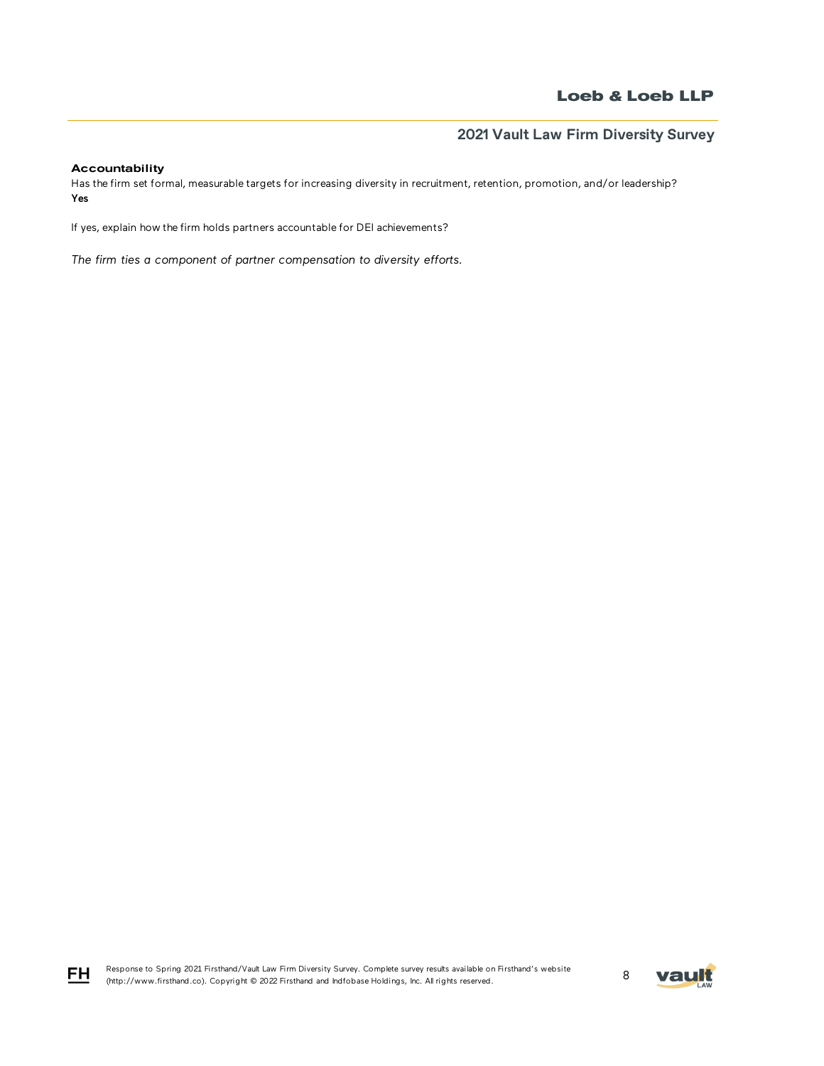**Accountability**

Has the firm set formal, measurable targets for increasing diversity in recruitment, retention, promotion, and/or leadership?
**Yes**

If yes, explain how the firm holds partners accountable for DEI achievements?

*The firm ties a component of partner compensation to diversity efforts.*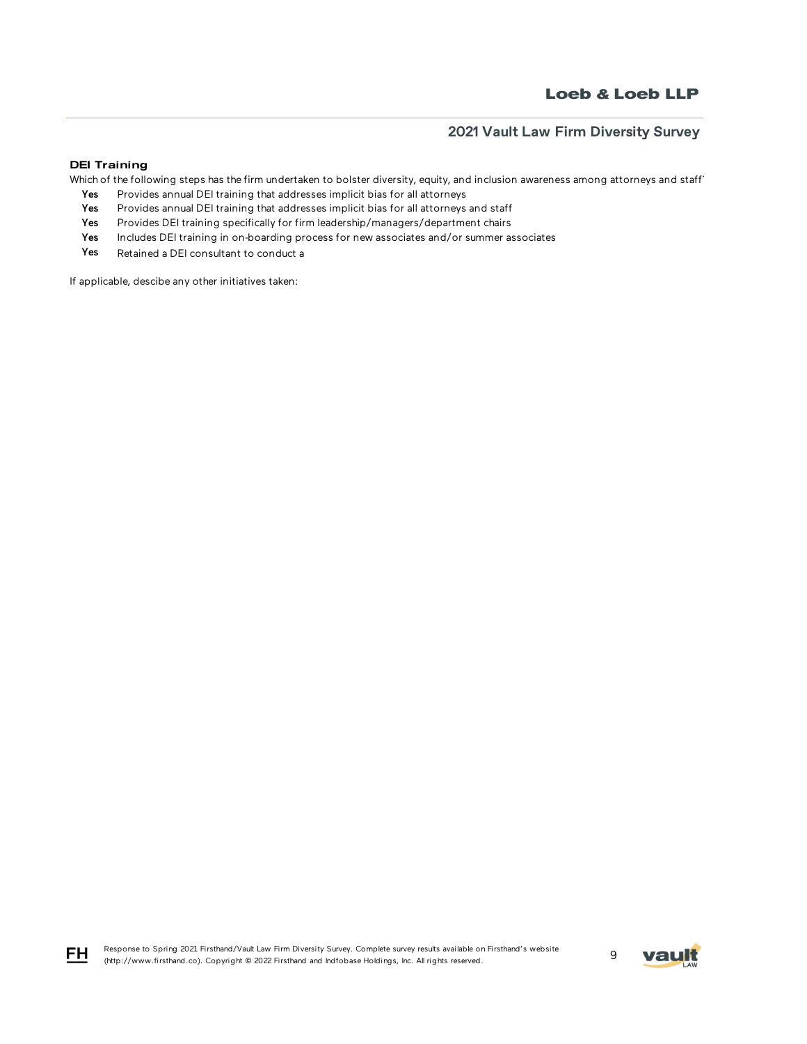### DEI Training

Which of the following steps has the firm undertaken to bolster diversity, equity, and inclusion awareness among attorneys and staff'

- **Yes** Provides annual DEI training that addresses implicit bias for all attorneys
- **Yes** Provides annual DEI training that addresses implicit bias for all attorneys and staff
- **Yes** Provides DEI training specifically for firm leadership/managers/department chairs
- **Yes** Includes DEI training in on-boarding process for new associates and/or summer associates
- **Yes** Retained a DEI consultant to conduct a

If applicable, descibe any other initiatives taken: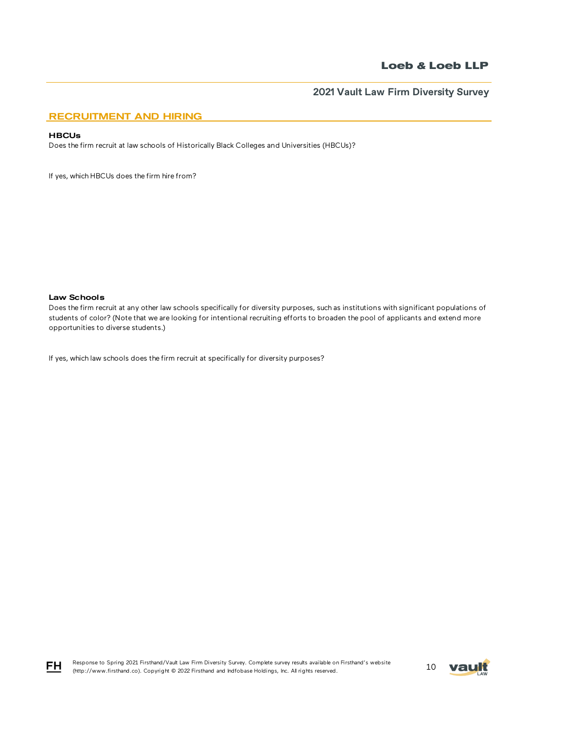## RECRUITMENT AND HIRING

### HBCUs

Does the firm recruit at law schools of Historically Black Colleges and Universities (HBCUs)?

If yes, which HBCUs does the firm hire from?

### Law Schools

Does the firm recruit at any other law schools specifically for diversity purposes, such as institutions with significant populations of students of color? (Note that we are looking for intentional recruiting efforts to broaden the pool of applicants and extend more opportunities to diverse students.)

If yes, which law schools does the firm recruit at specifically for diversity purposes?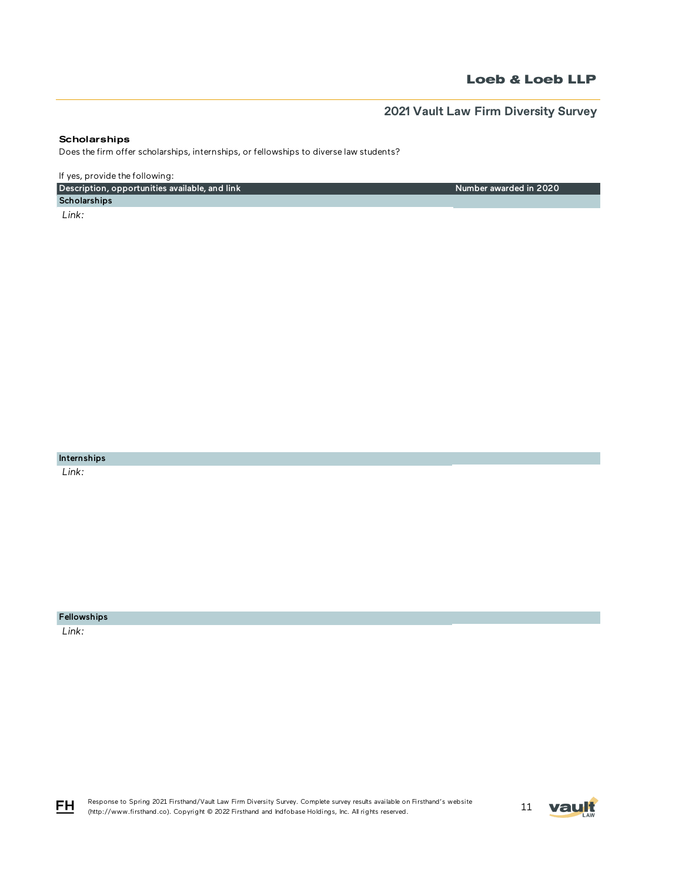### Scholarships

Does the firm offer scholarships, internships, or fellowships to diverse law students?

If yes, provide the following:

| Description, opportunities available, and link | Number awarded in 2020 |
| --- | --- |
| **Scholarships** | |
| *Link:* | |
| **Internships** | |
| *Link:* | |
| **Fellowships** | |
| *Link:* | |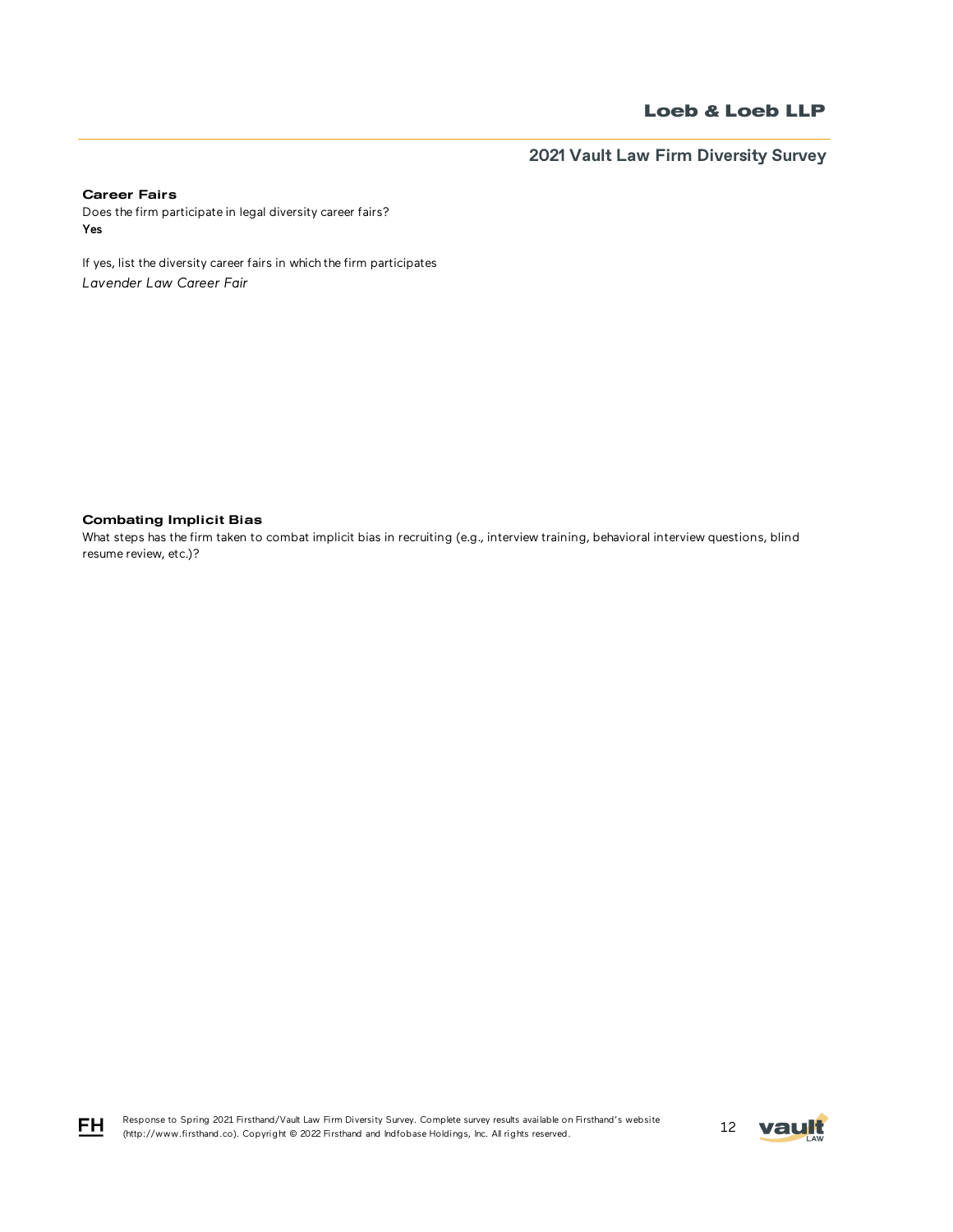### Career Fairs

Does the firm participate in legal diversity career fairs?

**Yes**

If yes, list the diversity career fairs in which the firm participates

*Lavender Law Career Fair*

### Combating Implicit Bias

What steps has the firm taken to combat implicit bias in recruiting (e.g., interview training, behavioral interview questions, blind resume review, etc.)?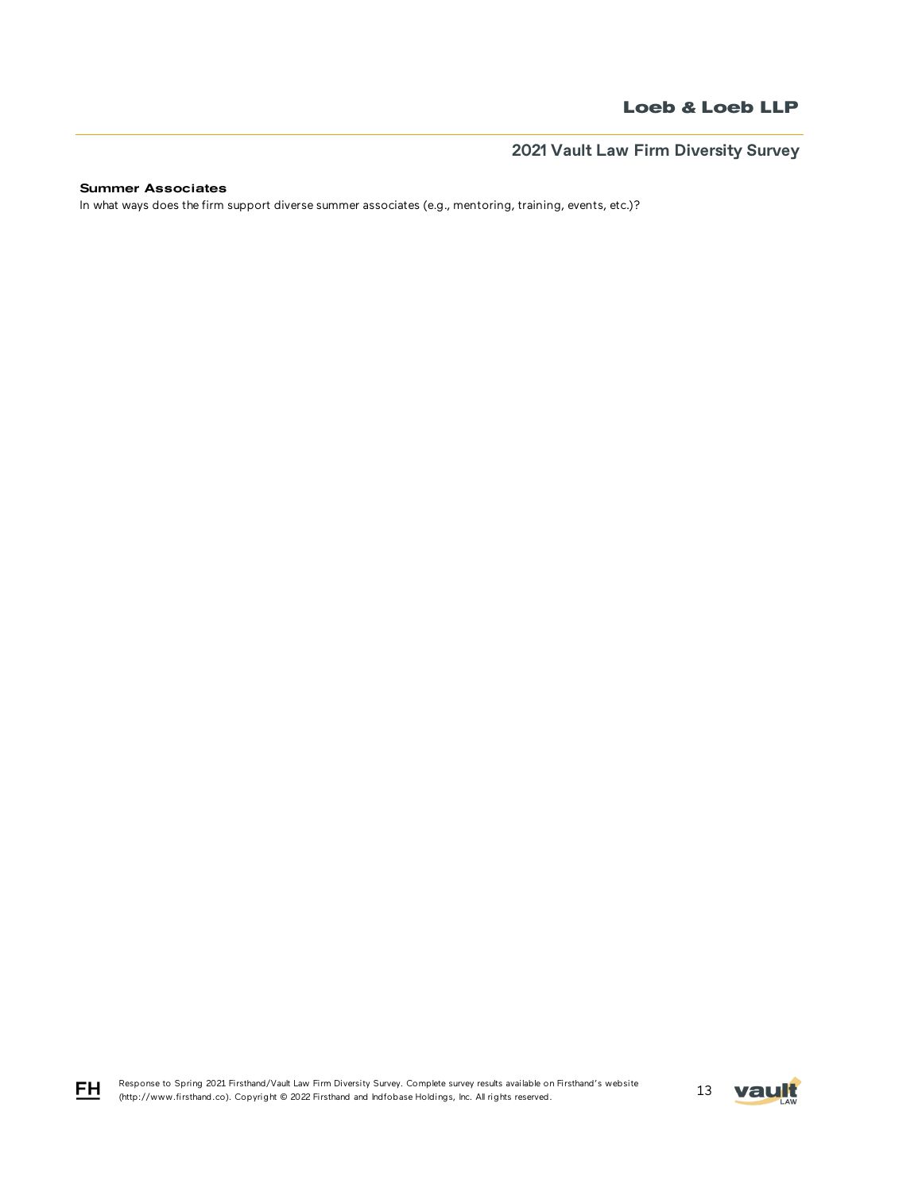**Summer Associates**

In what ways does the firm support diverse summer associates (e.g., mentoring, training, events, etc.)?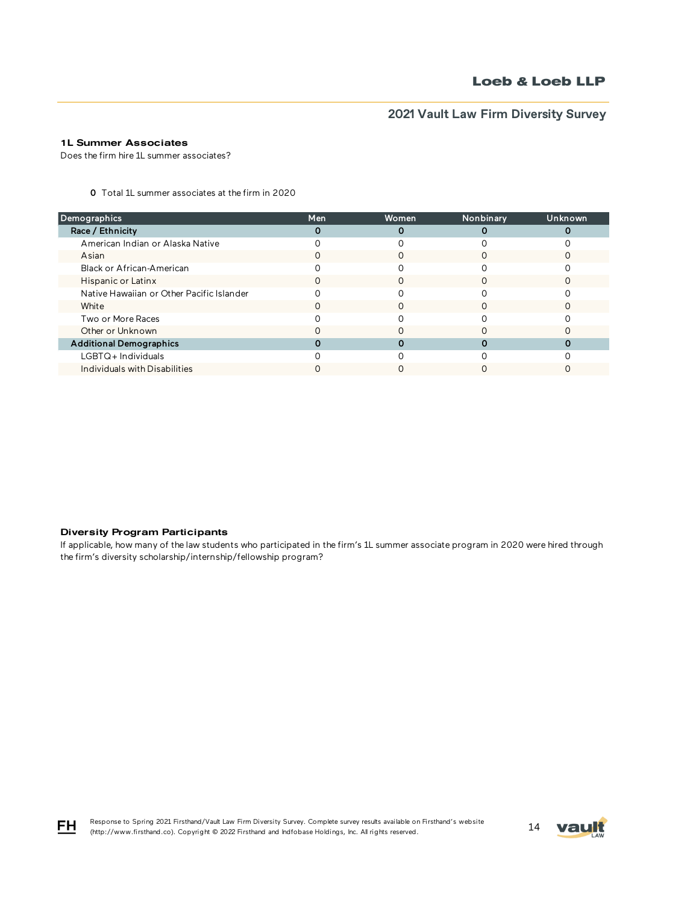### 1L Summer Associates

Does the firm hire 1L summer associates?

**0** Total 1L summer associates at the firm in 2020

| Demographics | Men | Women | Nonbinary | Unknown |
|---|---|---|---|---|
| **Race / Ethnicity** | **0** | **0** | **0** | **0** |
| American Indian or Alaska Native | 0 | 0 | 0 | 0 |
| Asian | 0 | 0 | 0 | 0 |
| Black or African-American | 0 | 0 | 0 | 0 |
| Hispanic or Latinx | 0 | 0 | 0 | 0 |
| Native Hawaiian or Other Pacific Islander | 0 | 0 | 0 | 0 |
| White | 0 | 0 | 0 | 0 |
| Two or More Races | 0 | 0 | 0 | 0 |
| Other or Unknown | 0 | 0 | 0 | 0 |
| **Additional Demographics** | **0** | **0** | **0** | **0** |
| LGBTQ+ Individuals | 0 | 0 | 0 | 0 |
| Individuals with Disabilities | 0 | 0 | 0 | 0 |

### Diversity Program Participants

If applicable, how many of the law students who participated in the firm's 1L summer associate program in 2020 were hired through the firm's diversity scholarship/internship/fellowship program?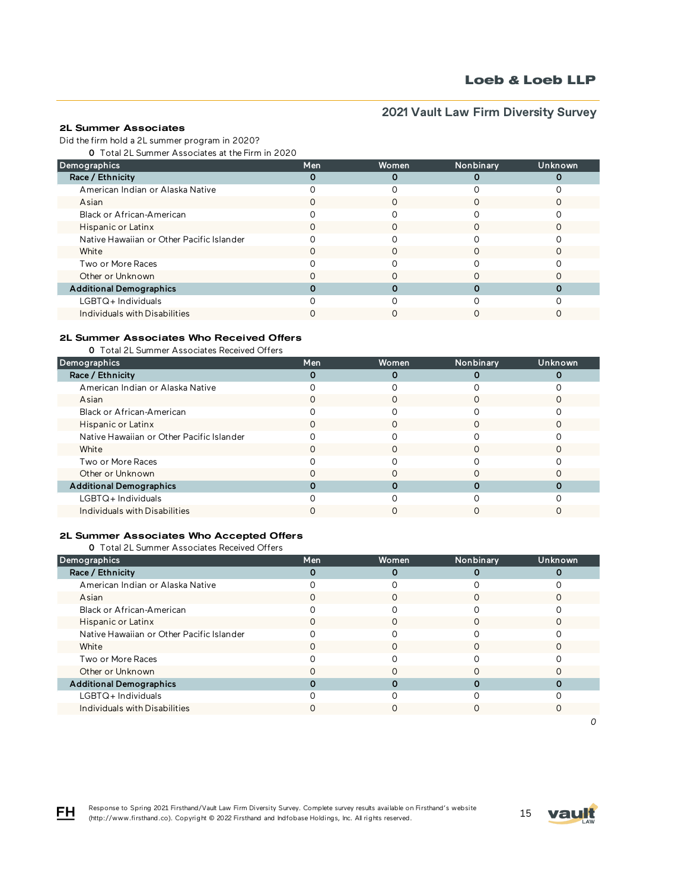## 2L Summer Associates

Did the firm hold a 2L summer program in 2020?

**0** Total 2L Summer Associates at the Firm in 2020

| Demographics | Men | Women | Nonbinary | Unknown |
|---|---|---|---|---|
| **Race / Ethnicity** | **0** | **0** | **0** | **0** |
| American Indian or Alaska Native | 0 | 0 | 0 | 0 |
| Asian | 0 | 0 | 0 | 0 |
| Black or African-American | 0 | 0 | 0 | 0 |
| Hispanic or Latinx | 0 | 0 | 0 | 0 |
| Native Hawaiian or Other Pacific Islander | 0 | 0 | 0 | 0 |
| White | 0 | 0 | 0 | 0 |
| Two or More Races | 0 | 0 | 0 | 0 |
| Other or Unknown | 0 | 0 | 0 | 0 |
| **Additional Demographics** | **0** | **0** | **0** | **0** |
| LGBTQ+ Individuals | 0 | 0 | 0 | 0 |
| Individuals with Disabilities | 0 | 0 | 0 | 0 |

## 2L Summer Associates Who Received Offers

**0** Total 2L Summer Associates Received Offers

| Demographics | Men | Women | Nonbinary | Unknown |
|---|---|---|---|---|
| **Race / Ethnicity** | **0** | **0** | **0** | **0** |
| American Indian or Alaska Native | 0 | 0 | 0 | 0 |
| Asian | 0 | 0 | 0 | 0 |
| Black or African-American | 0 | 0 | 0 | 0 |
| Hispanic or Latinx | 0 | 0 | 0 | 0 |
| Native Hawaiian or Other Pacific Islander | 0 | 0 | 0 | 0 |
| White | 0 | 0 | 0 | 0 |
| Two or More Races | 0 | 0 | 0 | 0 |
| Other or Unknown | 0 | 0 | 0 | 0 |
| **Additional Demographics** | **0** | **0** | **0** | **0** |
| LGBTQ+ Individuals | 0 | 0 | 0 | 0 |
| Individuals with Disabilities | 0 | 0 | 0 | 0 |

## 2L Summer Associates Who Accepted Offers

**0** Total 2L Summer Associates Received Offers

| Demographics | Men | Women | Nonbinary | Unknown |
|---|---|---|---|---|
| **Race / Ethnicity** | **0** | **0** | **0** | **0** |
| American Indian or Alaska Native | 0 | 0 | 0 | 0 |
| Asian | 0 | 0 | 0 | 0 |
| Black or African-American | 0 | 0 | 0 | 0 |
| Hispanic or Latinx | 0 | 0 | 0 | 0 |
| Native Hawaiian or Other Pacific Islander | 0 | 0 | 0 | 0 |
| White | 0 | 0 | 0 | 0 |
| Two or More Races | 0 | 0 | 0 | 0 |
| Other or Unknown | 0 | 0 | 0 | 0 |
| **Additional Demographics** | **0** | **0** | **0** | **0** |
| LGBTQ+ Individuals | 0 | 0 | 0 | 0 |
| Individuals with Disabilities | 0 | 0 | 0 | 0 |

*0*

Response to Spring 2021 Firsthand/Vault Law Firm Diversity Survey. Complete survey results available on Firsthand's website (http://www.firsthand.co). Copyright © 2022 Firsthand and Indfobase Holdings, Inc. All rights reserved.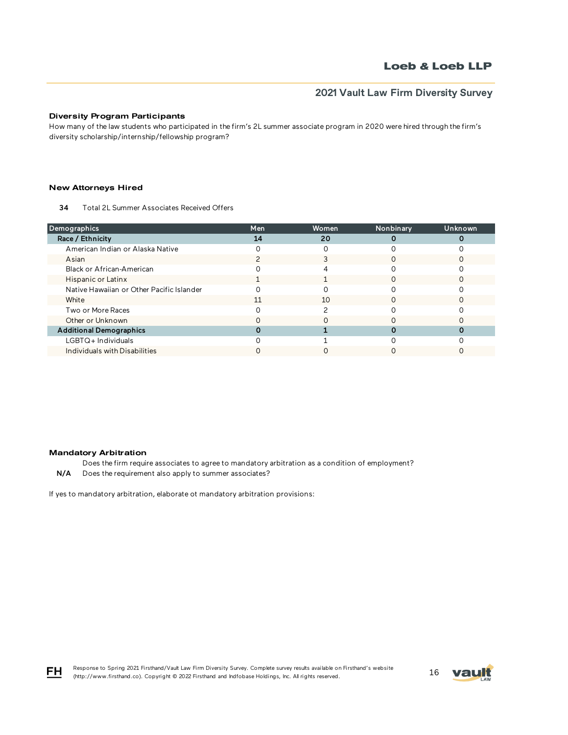### Diversity Program Participants

How many of the law students who participated in the firm's 2L summer associate program in 2020 were hired through the firm's diversity scholarship/internship/fellowship program?

### New Attorneys Hired

**34** Total 2L Summer Associates Received Offers

| Demographics | Men | Women | Nonbinary | Unknown |
|---|---|---|---|---|
| **Race / Ethnicity** | **14** | **20** | **0** | **0** |
| American Indian or Alaska Native | 0 | 0 | 0 | 0 |
| Asian | 2 | 3 | 0 | 0 |
| Black or African-American | 0 | 4 | 0 | 0 |
| Hispanic or Latinx | 1 | 1 | 0 | 0 |
| Native Hawaiian or Other Pacific Islander | 0 | 0 | 0 | 0 |
| White | 11 | 10 | 0 | 0 |
| Two or More Races | 0 | 2 | 0 | 0 |
| Other or Unknown | 0 | 0 | 0 | 0 |
| **Additional Demographics** | **0** | **1** | **0** | **0** |
| LGBTQ+ Individuals | 0 | 1 | 0 | 0 |
| Individuals with Disabilities | 0 | 0 | 0 | 0 |

### Mandatory Arbitration

Does the firm require associates to agree to mandatory arbitration as a condition of employment?

**N/A** Does the requirement also apply to summer associates?

If yes to mandatory arbitration, elaborate ot mandatory arbitration provisions: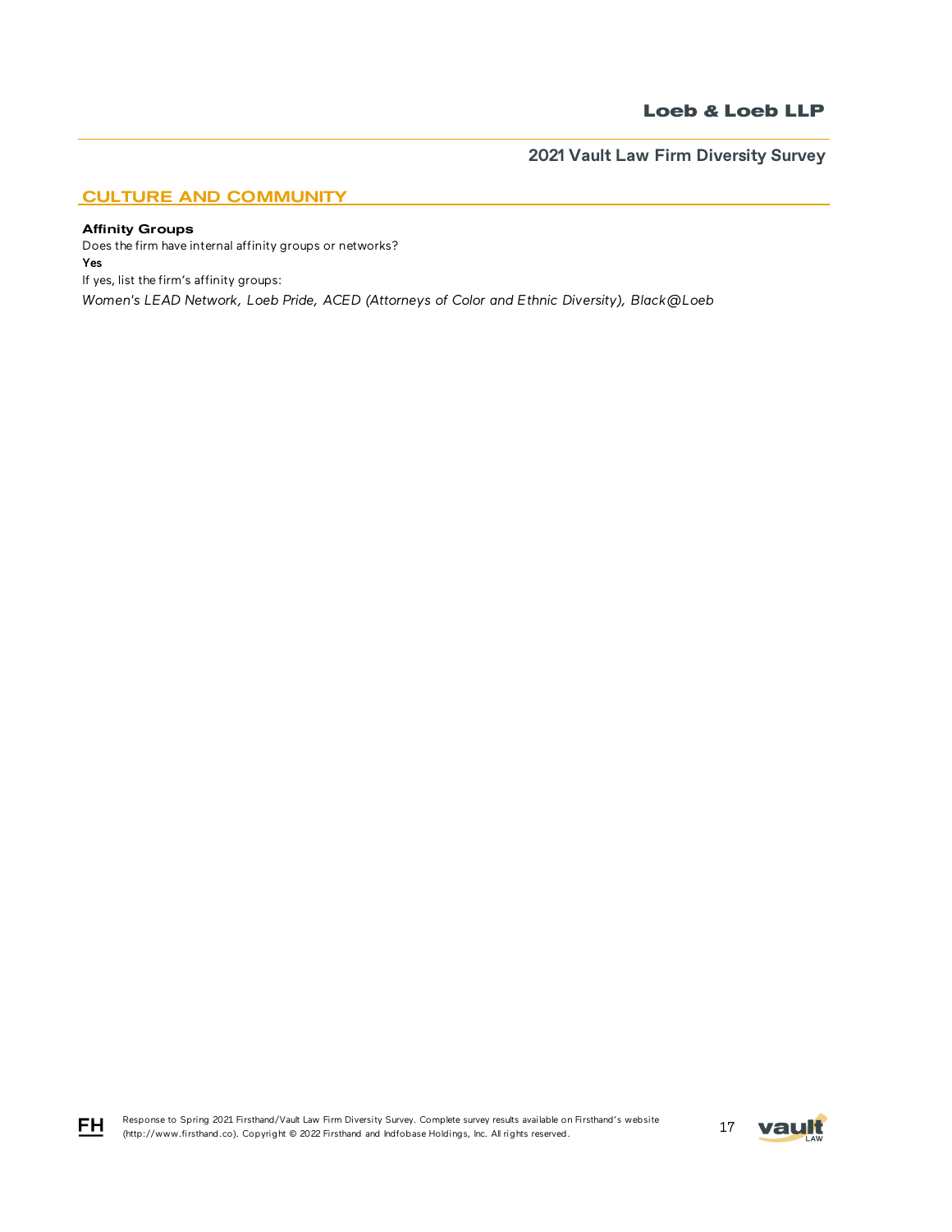## CULTURE AND COMMUNITY

**Affinity Groups**

Does the firm have internal affinity groups or networks?

**Yes**

If yes, list the firm's affinity groups:

*Women's LEAD Network, Loeb Pride, ACED (Attorneys of Color and Ethnic Diversity), Black@Loeb*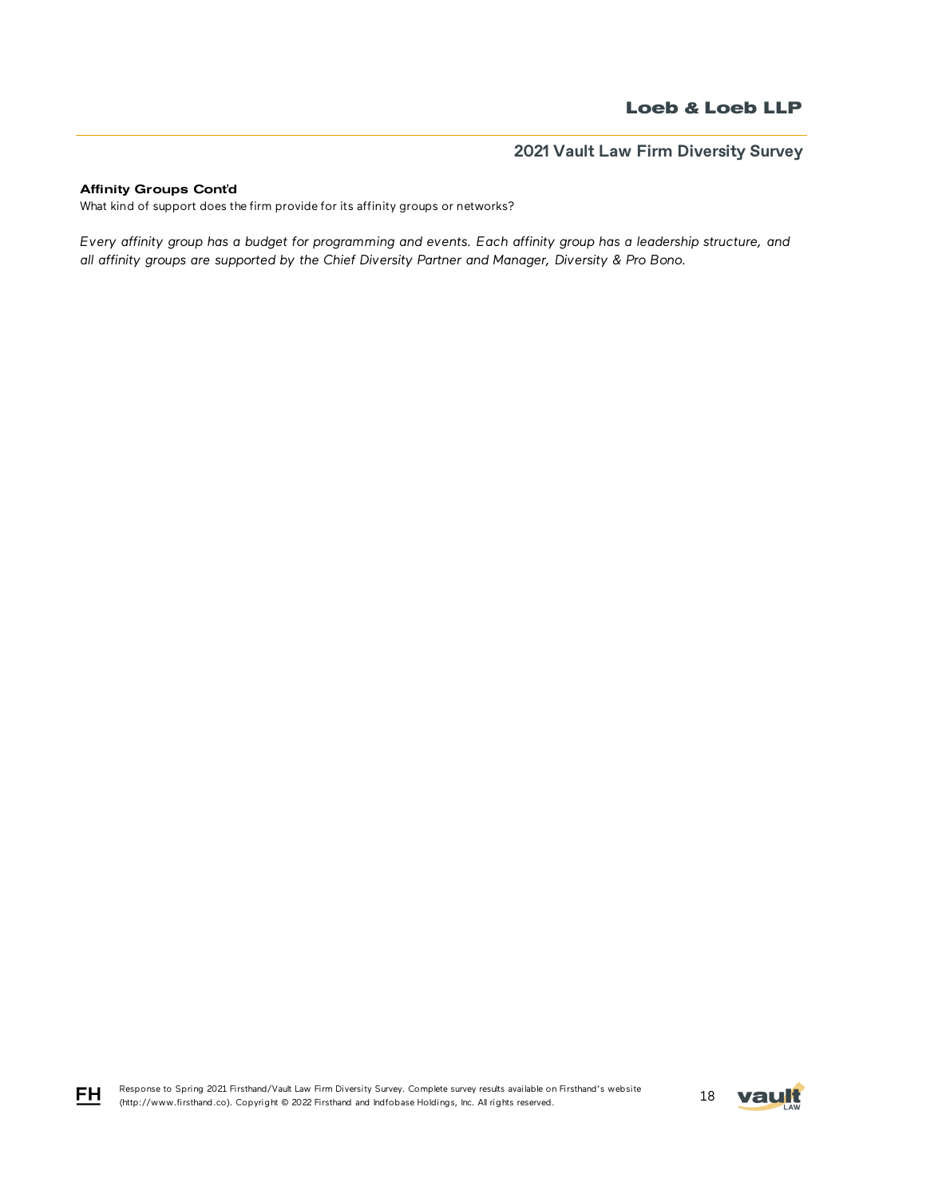**Affinity Groups Cont'd**

What kind of support does the firm provide for its affinity groups or networks?

*Every affinity group has a budget for programming and events. Each affinity group has a leadership structure, and all affinity groups are supported by the Chief Diversity Partner and Manager, Diversity & Pro Bono.*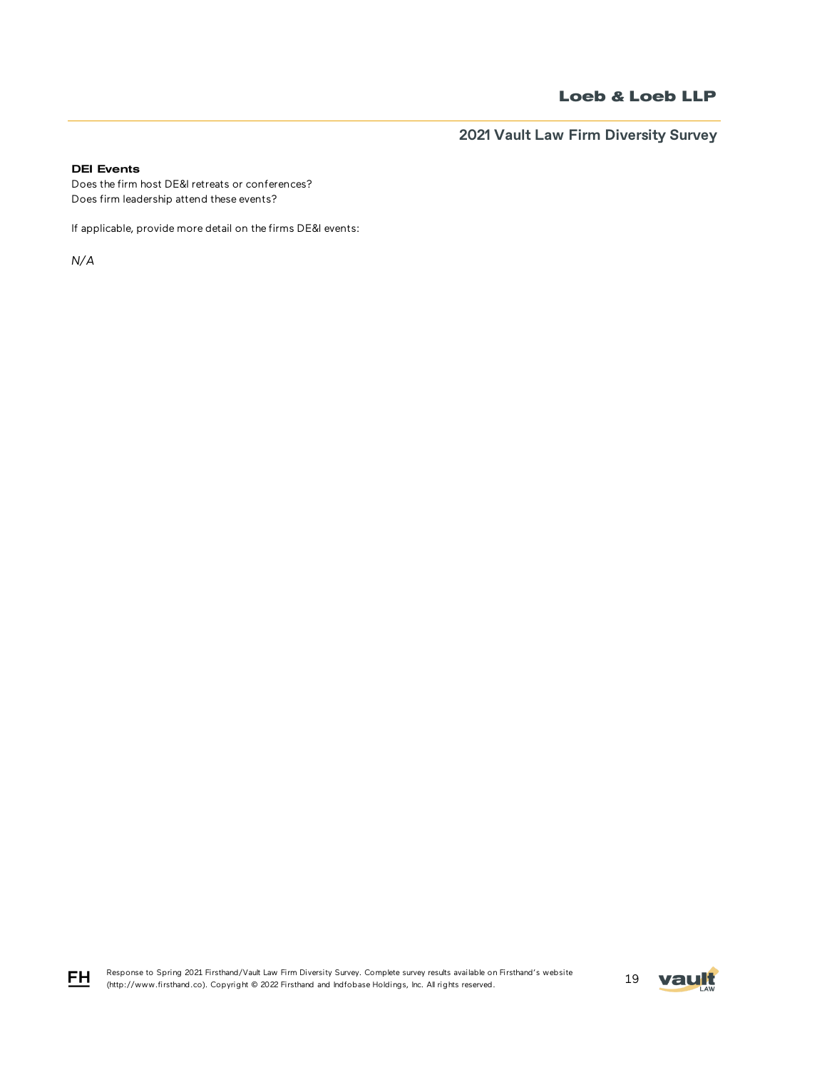**DEI Events**

Does the firm host DE&I retreats or conferences?
Does firm leadership attend these events?

If applicable, provide more detail on the firms DE&I events:

*N/A*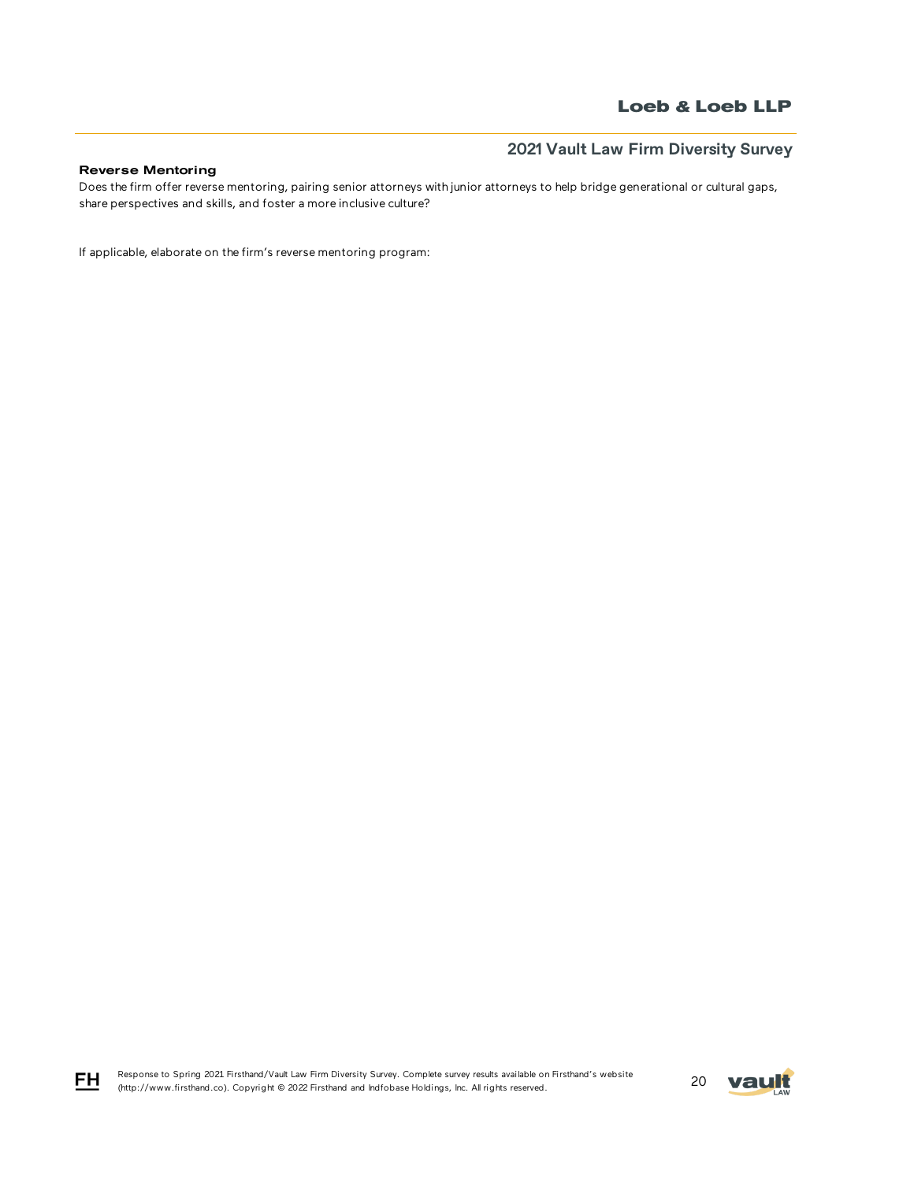### Reverse Mentoring

Does the firm offer reverse mentoring, pairing senior attorneys with junior attorneys to help bridge generational or cultural gaps, share perspectives and skills, and foster a more inclusive culture?

If applicable, elaborate on the firm's reverse mentoring program: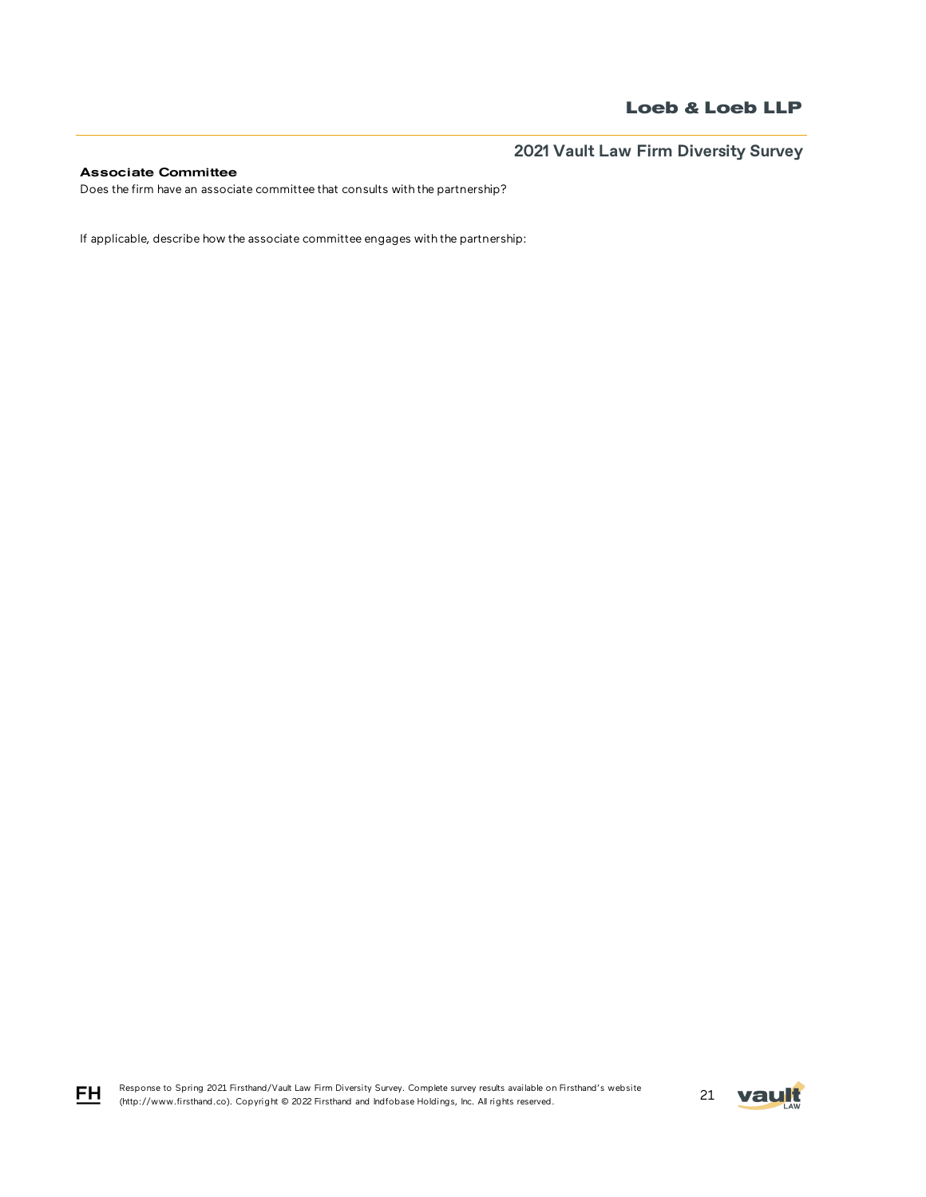### Associate Committee

Does the firm have an associate committee that consults with the partnership?

If applicable, describe how the associate committee engages with the partnership: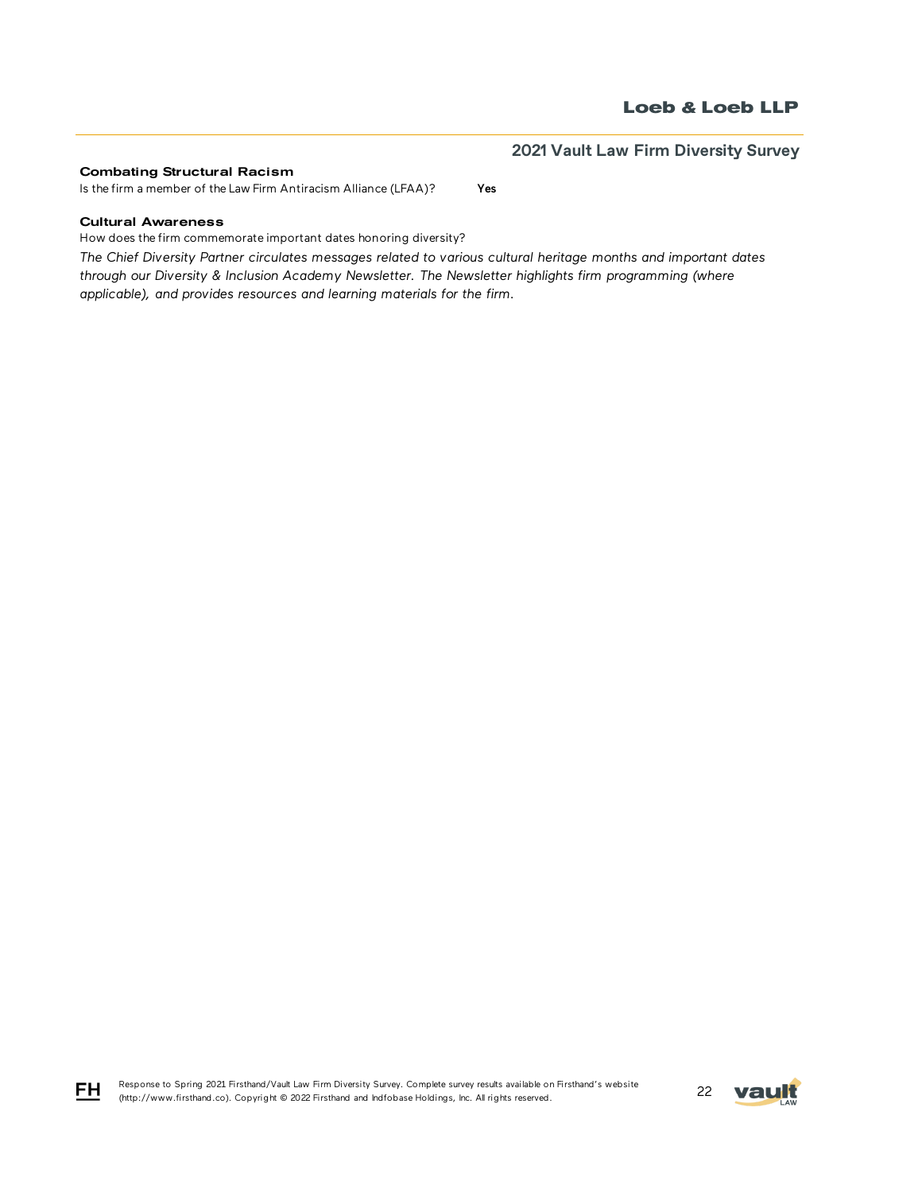### Combating Structural Racism

Is the firm a member of the Law Firm Antiracism Alliance (LFAA)? **Yes**

### Cultural Awareness

How does the firm commemorate important dates honoring diversity?

*The Chief Diversity Partner circulates messages related to various cultural heritage months and important dates through our Diversity & Inclusion Academy Newsletter. The Newsletter highlights firm programming (where applicable), and provides resources and learning materials for the firm.*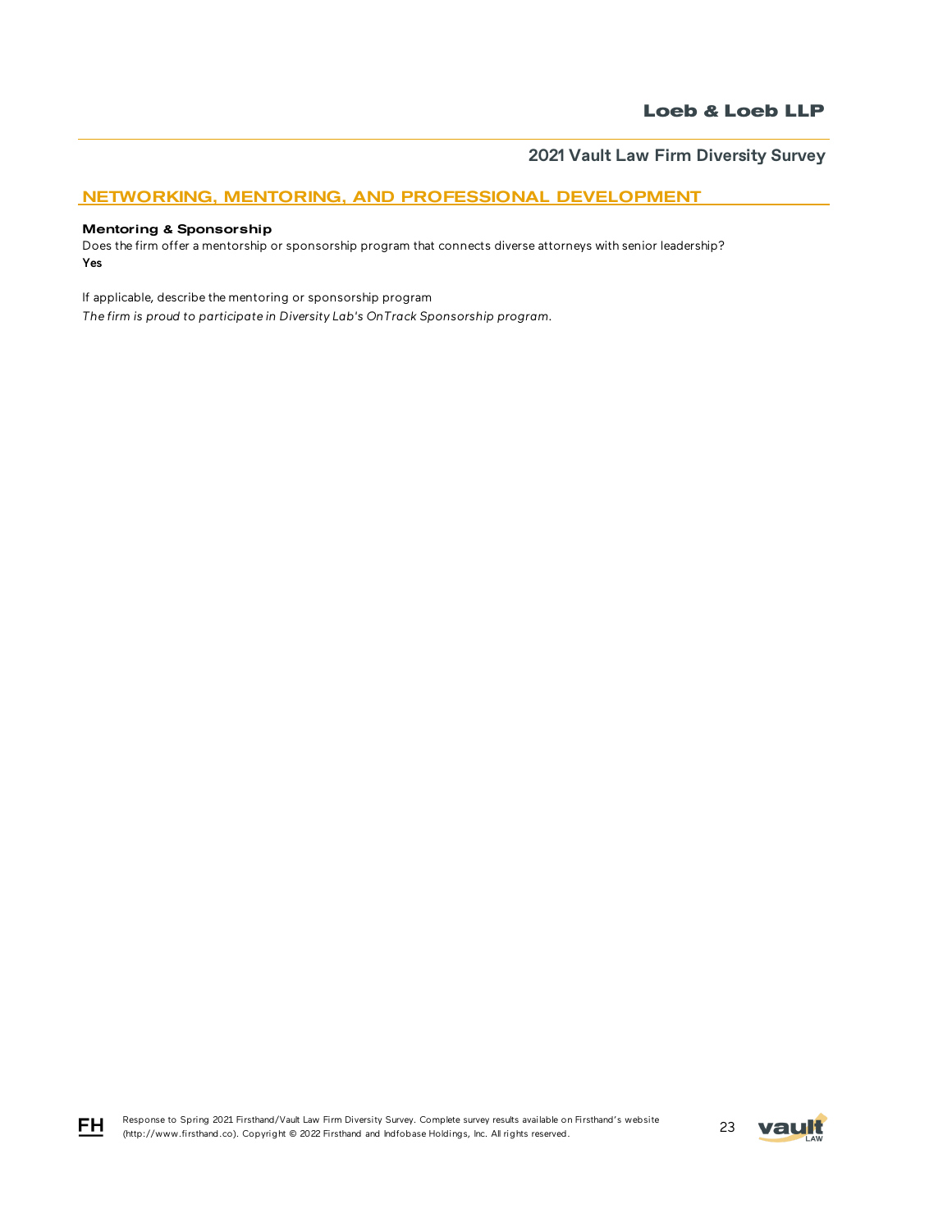## NETWORKING, MENTORING, AND PROFESSIONAL DEVELOPMENT

### Mentoring & Sponsorship

Does the firm offer a mentorship or sponsorship program that connects diverse attorneys with senior leadership?
**Yes**

If applicable, describe the mentoring or sponsorship program
*The firm is proud to participate in Diversity Lab's OnTrack Sponsorship program.*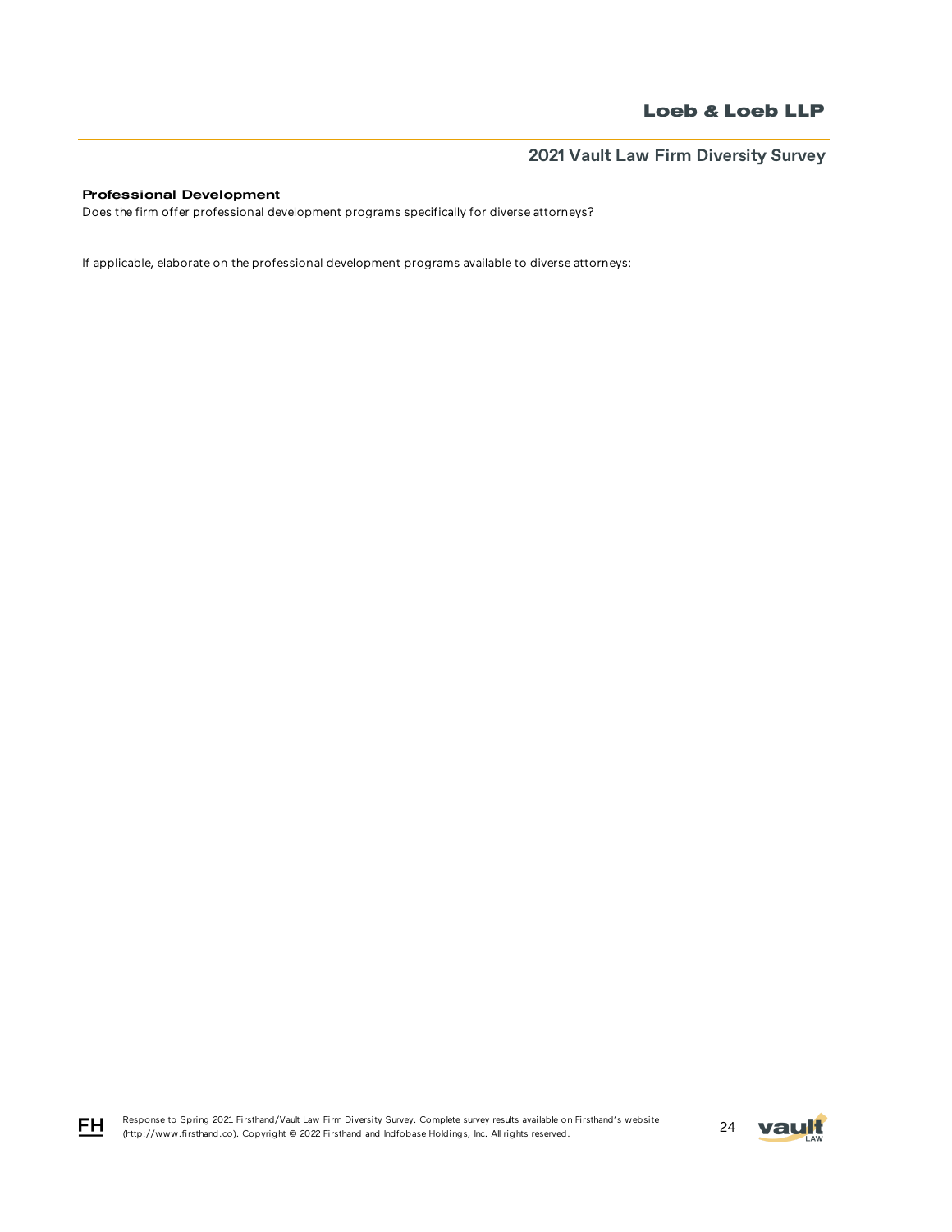**Professional Development**

Does the firm offer professional development programs specifically for diverse attorneys?

If applicable, elaborate on the professional development programs available to diverse attorneys: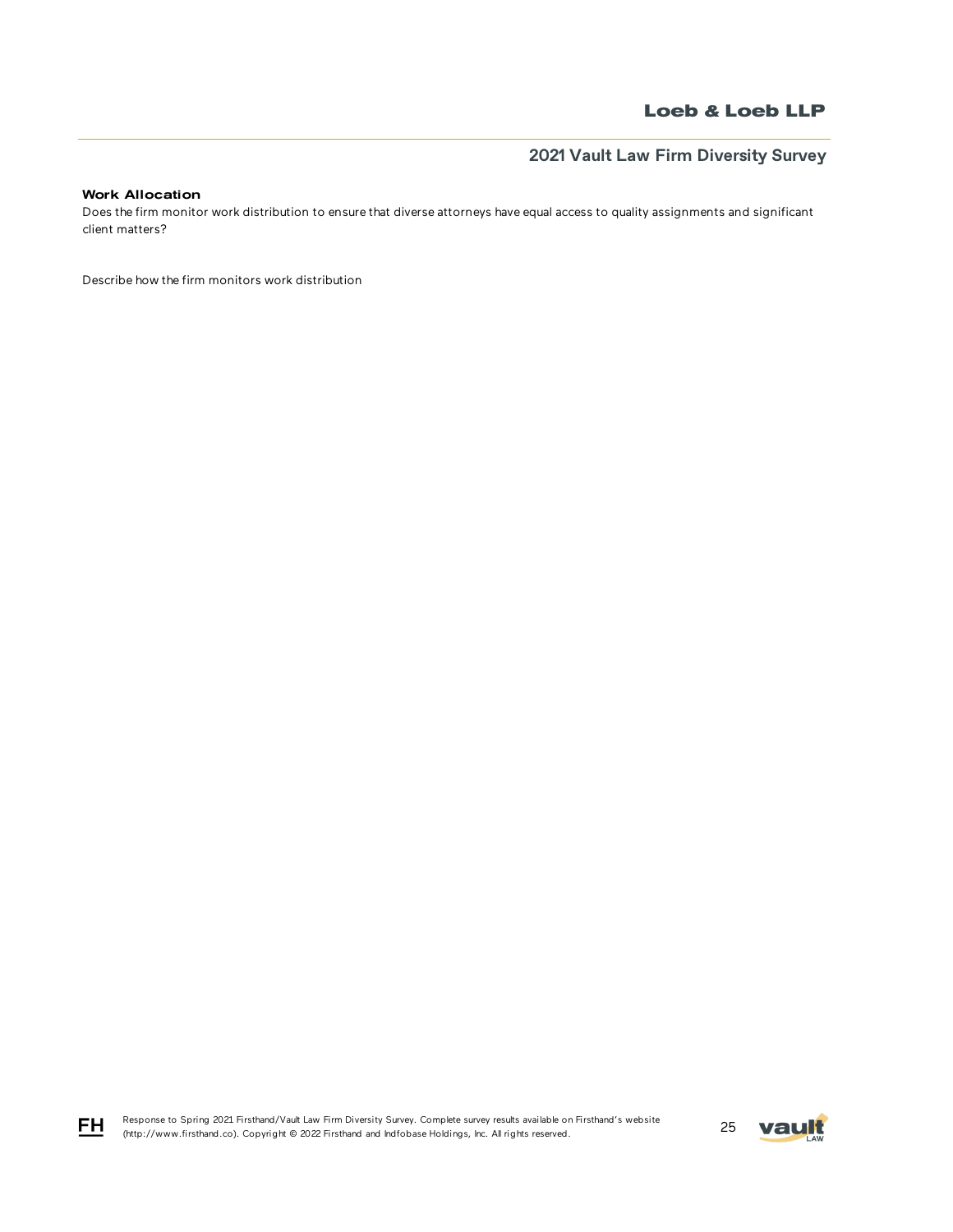**Work Allocation**

Does the firm monitor work distribution to ensure that diverse attorneys have equal access to quality assignments and significant client matters?

Describe how the firm monitors work distribution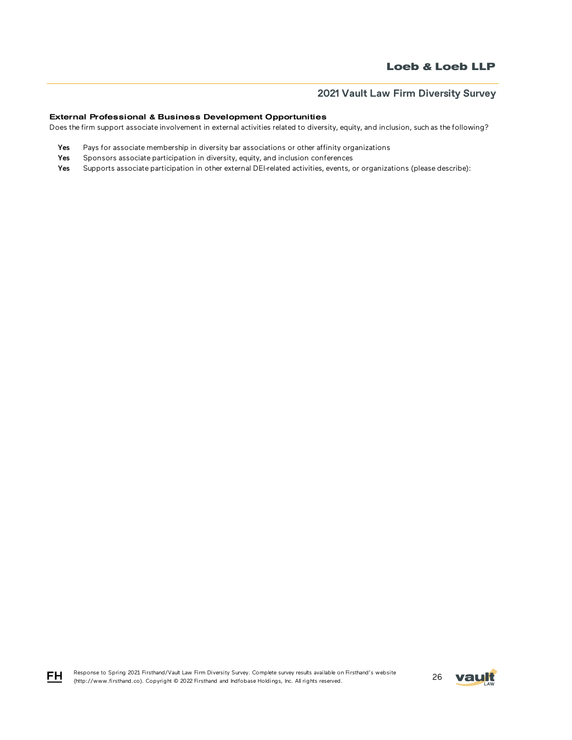#### External Professional & Business Development Opportunities

Does the firm support associate involvement in external activities related to diversity, equity, and inclusion, such as the following?

- **Yes** Pays for associate membership in diversity bar associations or other affinity organizations
- **Yes** Sponsors associate participation in diversity, equity, and inclusion conferences
- **Yes** Supports associate participation in other external DEI-related activities, events, or organizations (please describe):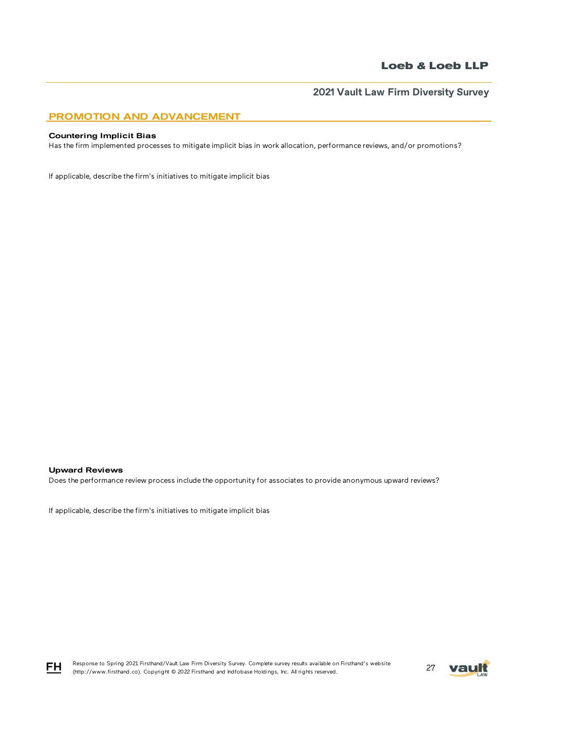## PROMOTION AND ADVANCEMENT

**Countering Implicit Bias**

Has the firm implemented processes to mitigate implicit bias in work allocation, performance reviews, and/or promotions?

If applicable, describe the firm's initiatives to mitigate implicit bias

**Upward Reviews**

Does the performance review process include the opportunity for associates to provide anonymous upward reviews?

If applicable, describe the firm's initiatives to mitigate implicit bias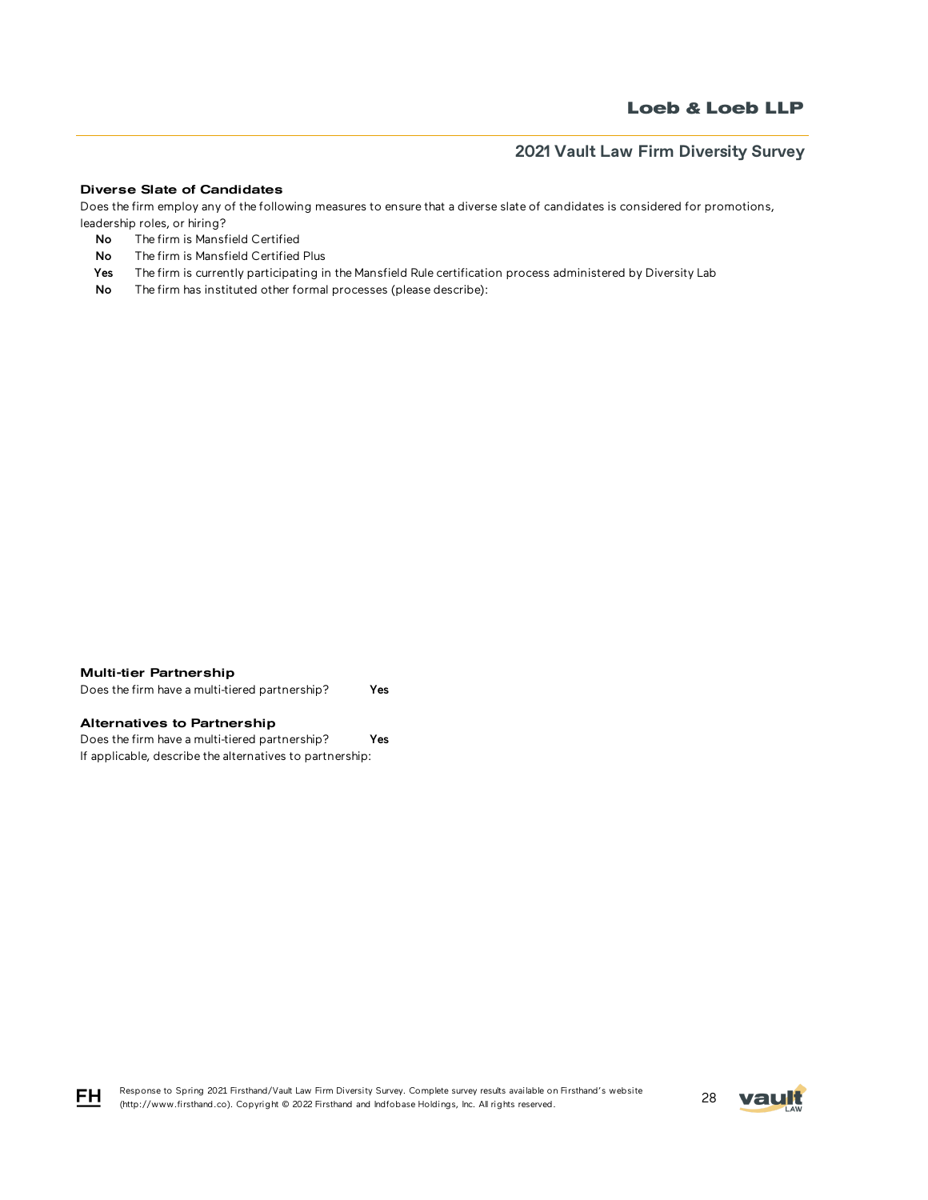### Diverse Slate of Candidates

Does the firm employ any of the following measures to ensure that a diverse slate of candidates is considered for promotions, leadership roles, or hiring?

- **No** The firm is Mansfield Certified
- **No** The firm is Mansfield Certified Plus
- **Yes** The firm is currently participating in the Mansfield Rule certification process administered by Diversity Lab
- **No** The firm has instituted other formal processes (please describe):

### Multi-tier Partnership

Does the firm have a multi-tiered partnership? **Yes**

### Alternatives to Partnership

Does the firm have a multi-tiered partnership? **Yes**

If applicable, describe the alternatives to partnership: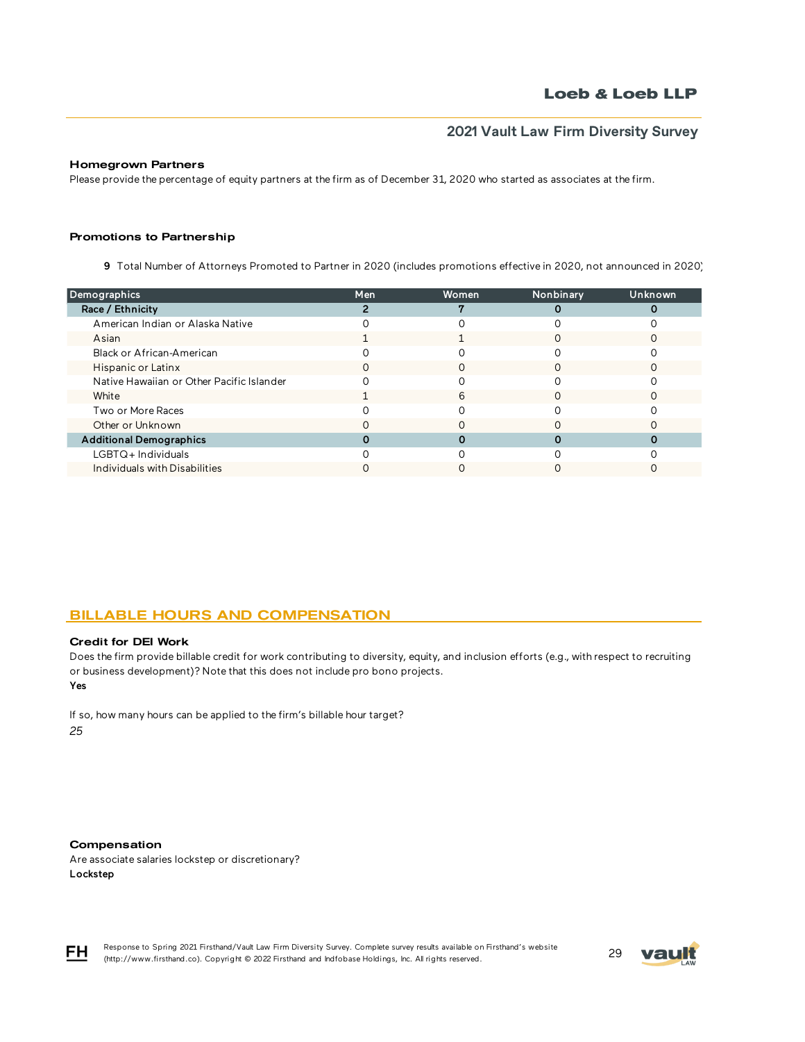### Homegrown Partners

Please provide the percentage of equity partners at the firm as of December 31, 2020 who started as associates at the firm.

### Promotions to Partnership

**9** Total Number of Attorneys Promoted to Partner in 2020 (includes promotions effective in 2020, not announced in 2020)

| Demographics | Men | Women | Nonbinary | Unknown |
|---|---|---|---|---|
| **Race / Ethnicity** | **2** | **7** | **0** | **0** |
| American Indian or Alaska Native | 0 | 0 | 0 | 0 |
| Asian | 1 | 1 | 0 | 0 |
| Black or African-American | 0 | 0 | 0 | 0 |
| Hispanic or Latinx | 0 | 0 | 0 | 0 |
| Native Hawaiian or Other Pacific Islander | 0 | 0 | 0 | 0 |
| White | 1 | 6 | 0 | 0 |
| Two or More Races | 0 | 0 | 0 | 0 |
| Other or Unknown | 0 | 0 | 0 | 0 |
| **Additional Demographics** | **0** | **0** | **0** | **0** |
| LGBTQ+ Individuals | 0 | 0 | 0 | 0 |
| Individuals with Disabilities | 0 | 0 | 0 | 0 |

## BILLABLE HOURS AND COMPENSATION

### Credit for DEI Work

Does the firm provide billable credit for work contributing to diversity, equity, and inclusion efforts (e.g., with respect to recruiting or business development)? Note that this does not include pro bono projects.

**Yes**

If so, how many hours can be applied to the firm's billable hour target?

*25*

### Compensation

Are associate salaries lockstep or discretionary?

**Lockstep**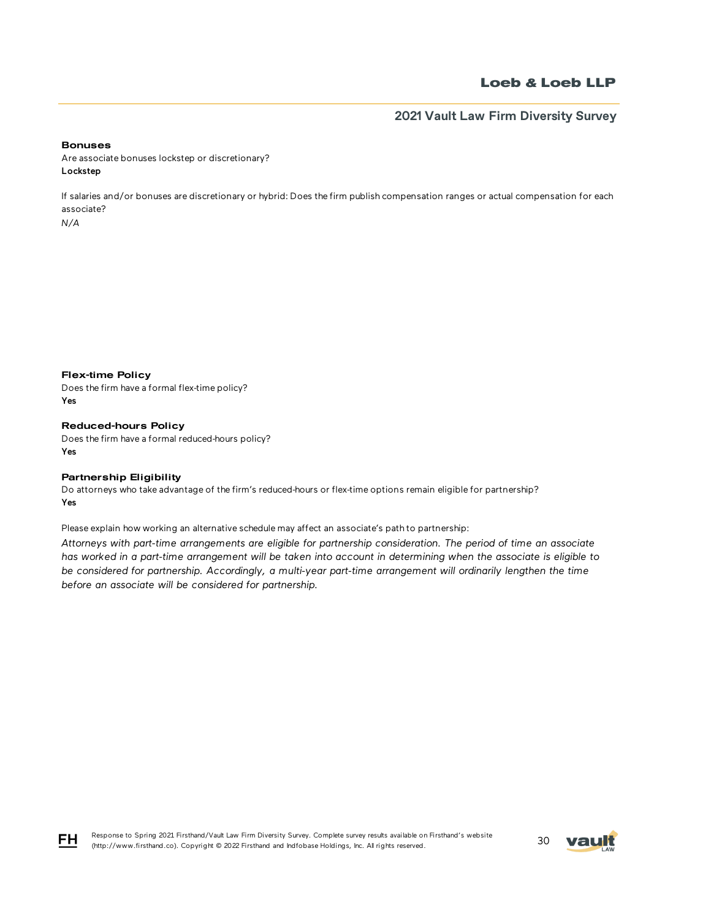### Bonuses

Are associate bonuses lockstep or discretionary?
**Lockstep**

If salaries and/or bonuses are discretionary or hybrid: Does the firm publish compensation ranges or actual compensation for each associate?
*N/A*

### Flex-time Policy

Does the firm have a formal flex-time policy?
**Yes**

### Reduced-hours Policy

Does the firm have a formal reduced-hours policy?
**Yes**

### Partnership Eligibility

Do attorneys who take advantage of the firm's reduced-hours or flex-time options remain eligible for partnership?
**Yes**

Please explain how working an alternative schedule may affect an associate's path to partnership:

*Attorneys with part-time arrangements are eligible for partnership consideration. The period of time an associate has worked in a part-time arrangement will be taken into account in determining when the associate is eligible to be considered for partnership. Accordingly, a multi-year part-time arrangement will ordinarily lengthen the time before an associate will be considered for partnership.*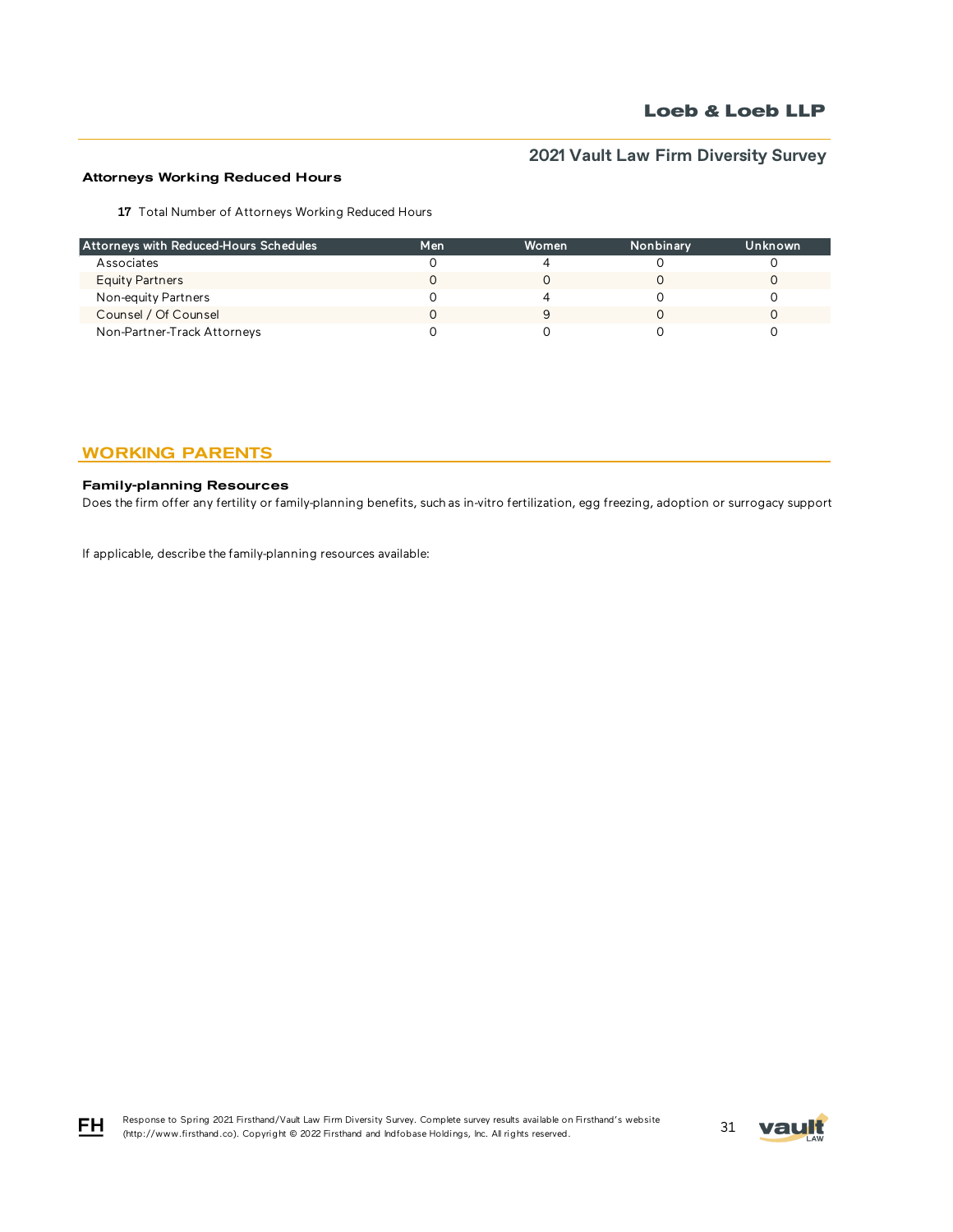### Attorneys Working Reduced Hours

**17** Total Number of Attorneys Working Reduced Hours

| Attorneys with Reduced-Hours Schedules | Men | Women | Nonbinary | Unknown |
| --- | --- | --- | --- | --- |
| Associates | 0 | 4 | 0 | 0 |
| Equity Partners | 0 | 0 | 0 | 0 |
| Non-equity Partners | 0 | 4 | 0 | 0 |
| Counsel / Of Counsel | 0 | 9 | 0 | 0 |
| Non-Partner-Track Attorneys | 0 | 0 | 0 | 0 |

## WORKING PARENTS

### Family-planning Resources

Does the firm offer any fertility or family-planning benefits, such as in-vitro fertilization, egg freezing, adoption or surrogacy support

If applicable, describe the family-planning resources available: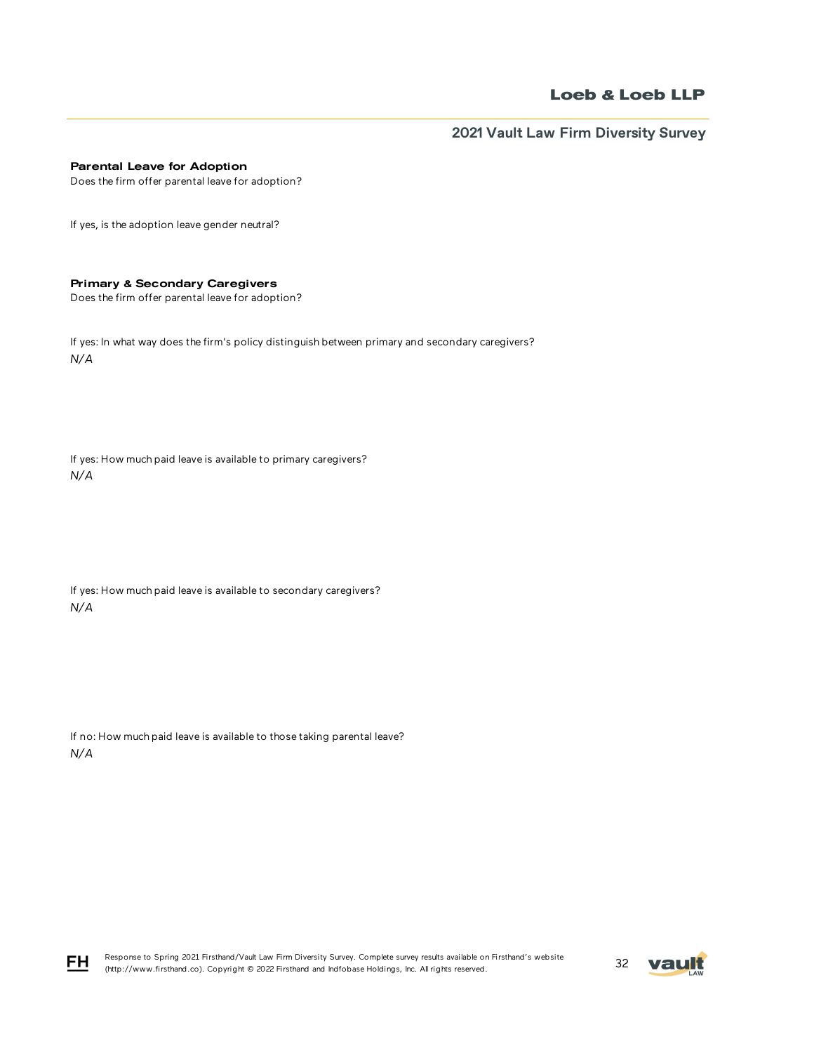**Parental Leave for Adoption**

Does the firm offer parental leave for adoption?

If yes, is the adoption leave gender neutral?

**Primary & Secondary Caregivers**

Does the firm offer parental leave for adoption?

If yes: In what way does the firm's policy distinguish between primary and secondary caregivers?

*N/A*

If yes: How much paid leave is available to primary caregivers?

*N/A*

If yes: How much paid leave is available to secondary caregivers?

*N/A*

If no: How much paid leave is available to those taking parental leave?

*N/A*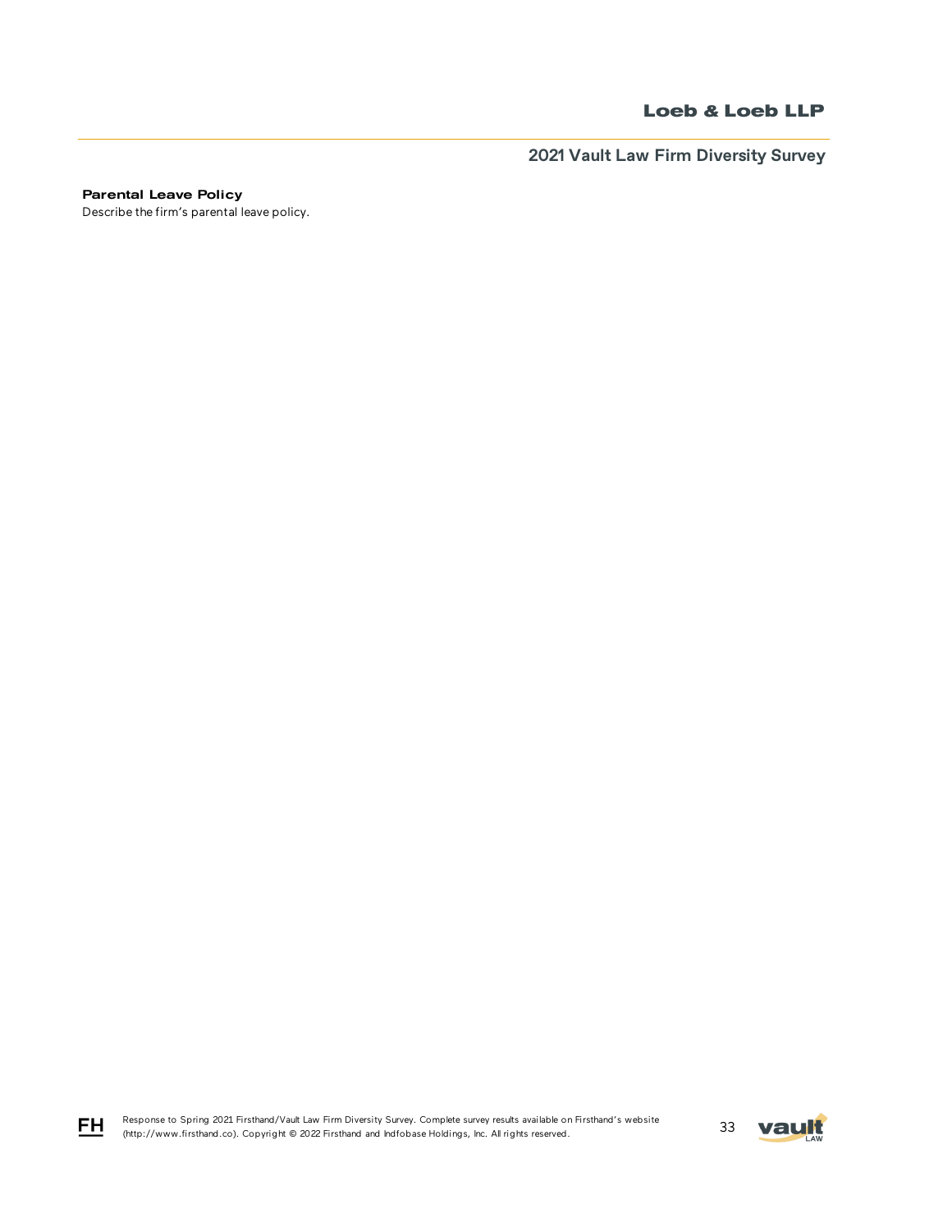**Parental Leave Policy**

Describe the firm's parental leave policy.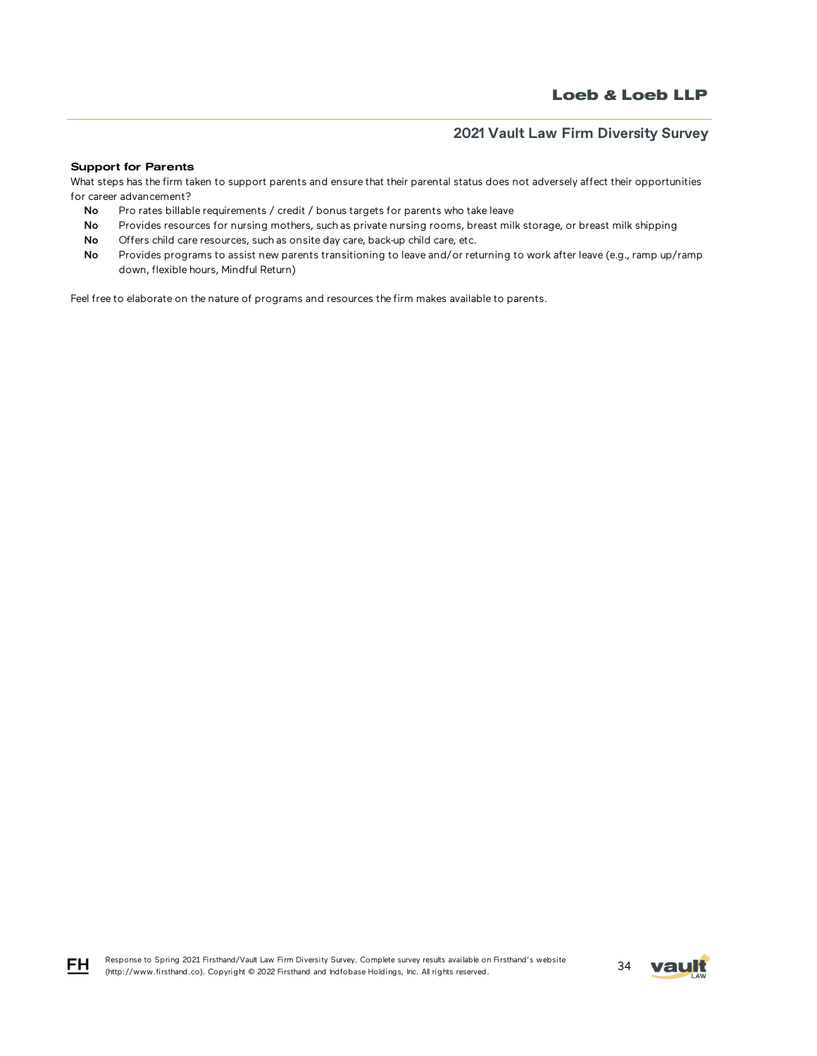### Support for Parents

What steps has the firm taken to support parents and ensure that their parental status does not adversely affect their opportunities for career advancement?

- **No** Pro rates billable requirements / credit / bonus targets for parents who take leave
- **No** Provides resources for nursing mothers, such as private nursing rooms, breast milk storage, or breast milk shipping
- **No** Offers child care resources, such as onsite day care, back-up child care, etc.
- **No** Provides programs to assist new parents transitioning to leave and/or returning to work after leave (e.g., ramp up/ramp down, flexible hours, Mindful Return)

Feel free to elaborate on the nature of programs and resources the firm makes available to parents.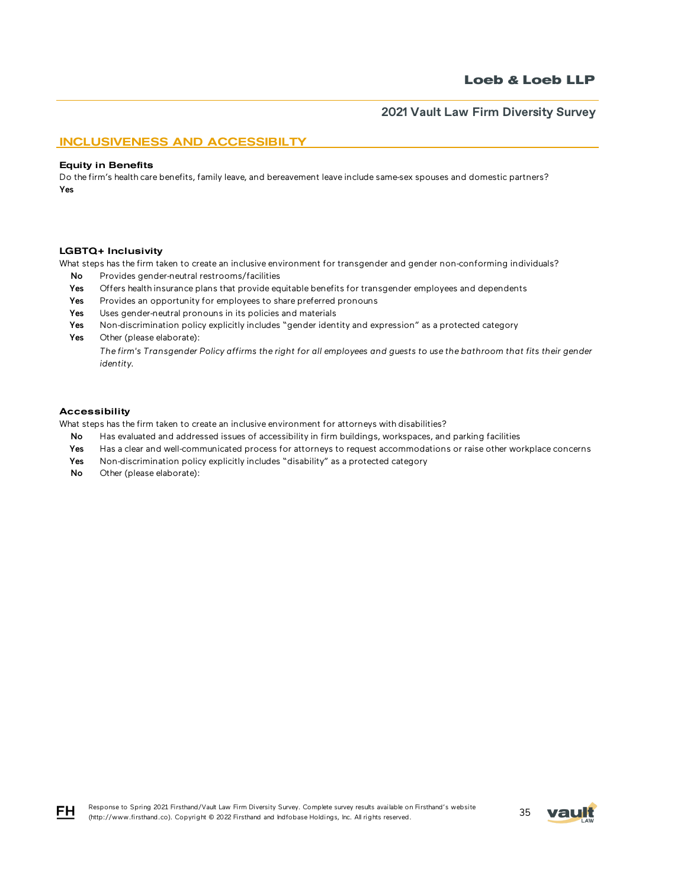## INCLUSIVENESS AND ACCESSIBILTY

### Equity in Benefits

Do the firm's health care benefits, family leave, and bereavement leave include same-sex spouses and domestic partners?

**Yes**

### LGBTQ+ Inclusivity

What steps has the firm taken to create an inclusive environment for transgender and gender non-conforming individuals?

- **No** Provides gender-neutral restrooms/facilities
- **Yes** Offers health insurance plans that provide equitable benefits for transgender employees and dependents
- **Yes** Provides an opportunity for employees to share preferred pronouns
- **Yes** Uses gender-neutral pronouns in its policies and materials
- **Yes** Non-discrimination policy explicitly includes "gender identity and expression" as a protected category
- **Yes** Other (please elaborate):

  *The firm's Transgender Policy affirms the right for all employees and guests to use the bathroom that fits their gender identity.*

### Accessibility

What steps has the firm taken to create an inclusive environment for attorneys with disabilities?

- **No** Has evaluated and addressed issues of accessibility in firm buildings, workspaces, and parking facilities
- **Yes** Has a clear and well-communicated process for attorneys to request accommodations or raise other workplace concerns
- **Yes** Non-discrimination policy explicitly includes "disability" as a protected category
- **No** Other (please elaborate):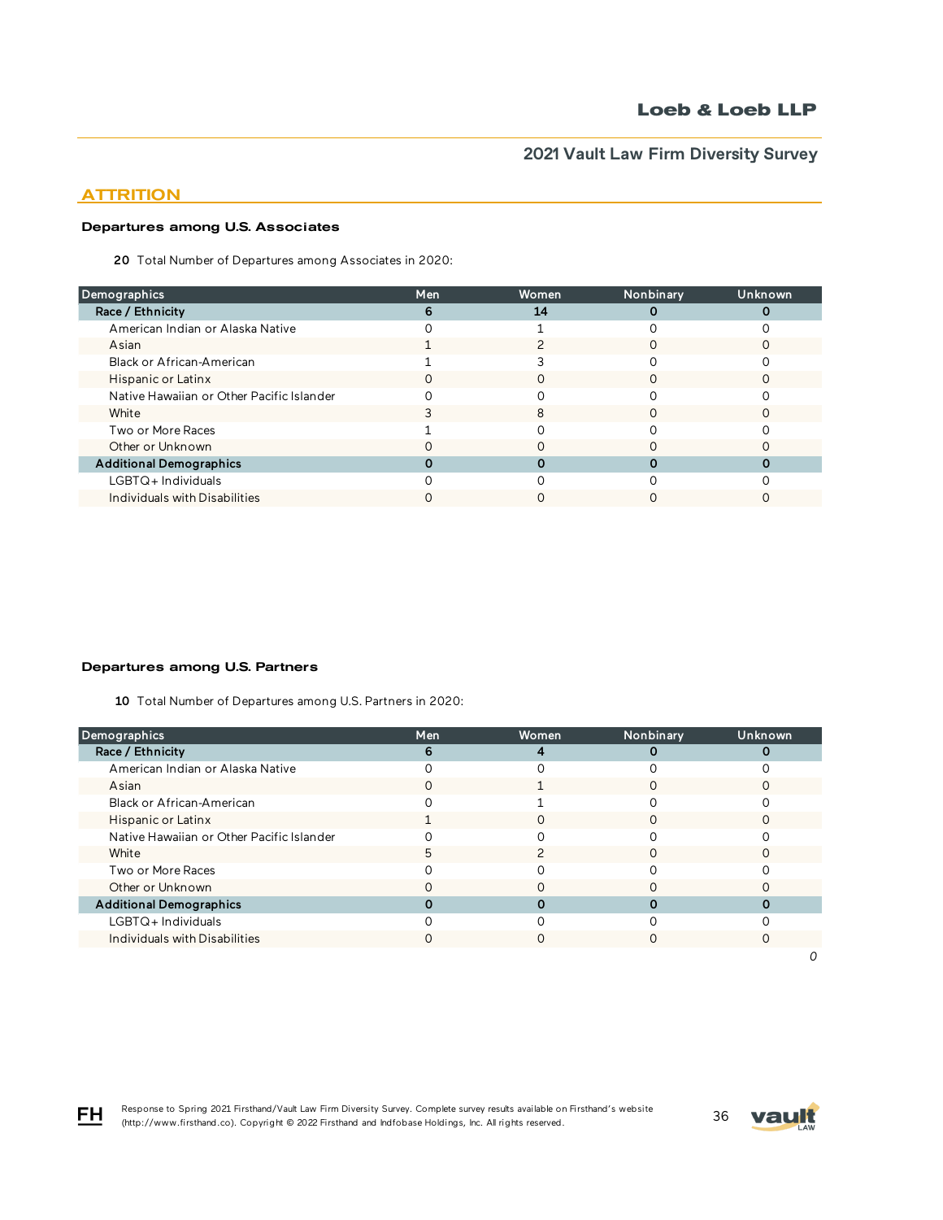# ATTRITION

### Departures among U.S. Associates

**20** Total Number of Departures among Associates in 2020:

| Demographics | Men | Women | Nonbinary | Unknown |
|---|---|---|---|---|
| **Race / Ethnicity** | **6** | **14** | **0** | **0** |
| American Indian or Alaska Native | 0 | 1 | 0 | 0 |
| Asian | 1 | 2 | 0 | 0 |
| Black or African-American | 1 | 3 | 0 | 0 |
| Hispanic or Latinx | 0 | 0 | 0 | 0 |
| Native Hawaiian or Other Pacific Islander | 0 | 0 | 0 | 0 |
| White | 3 | 8 | 0 | 0 |
| Two or More Races | 1 | 0 | 0 | 0 |
| Other or Unknown | 0 | 0 | 0 | 0 |
| **Additional Demographics** | **0** | **0** | **0** | **0** |
| LGBTQ+ Individuals | 0 | 0 | 0 | 0 |
| Individuals with Disabilities | 0 | 0 | 0 | 0 |

### Departures among U.S. Partners

**10** Total Number of Departures among U.S. Partners in 2020:

| Demographics | Men | Women | Nonbinary | Unknown |
|---|---|---|---|---|
| **Race / Ethnicity** | **6** | **4** | **0** | **0** |
| American Indian or Alaska Native | 0 | 0 | 0 | 0 |
| Asian | 0 | 1 | 0 | 0 |
| Black or African-American | 0 | 1 | 0 | 0 |
| Hispanic or Latinx | 1 | 0 | 0 | 0 |
| Native Hawaiian or Other Pacific Islander | 0 | 0 | 0 | 0 |
| White | 5 | 2 | 0 | 0 |
| Two or More Races | 0 | 0 | 0 | 0 |
| Other or Unknown | 0 | 0 | 0 | 0 |
| **Additional Demographics** | **0** | **0** | **0** | **0** |
| LGBTQ+ Individuals | 0 | 0 | 0 | 0 |
| Individuals with Disabilities | 0 | 0 | 0 | 0 |

*0*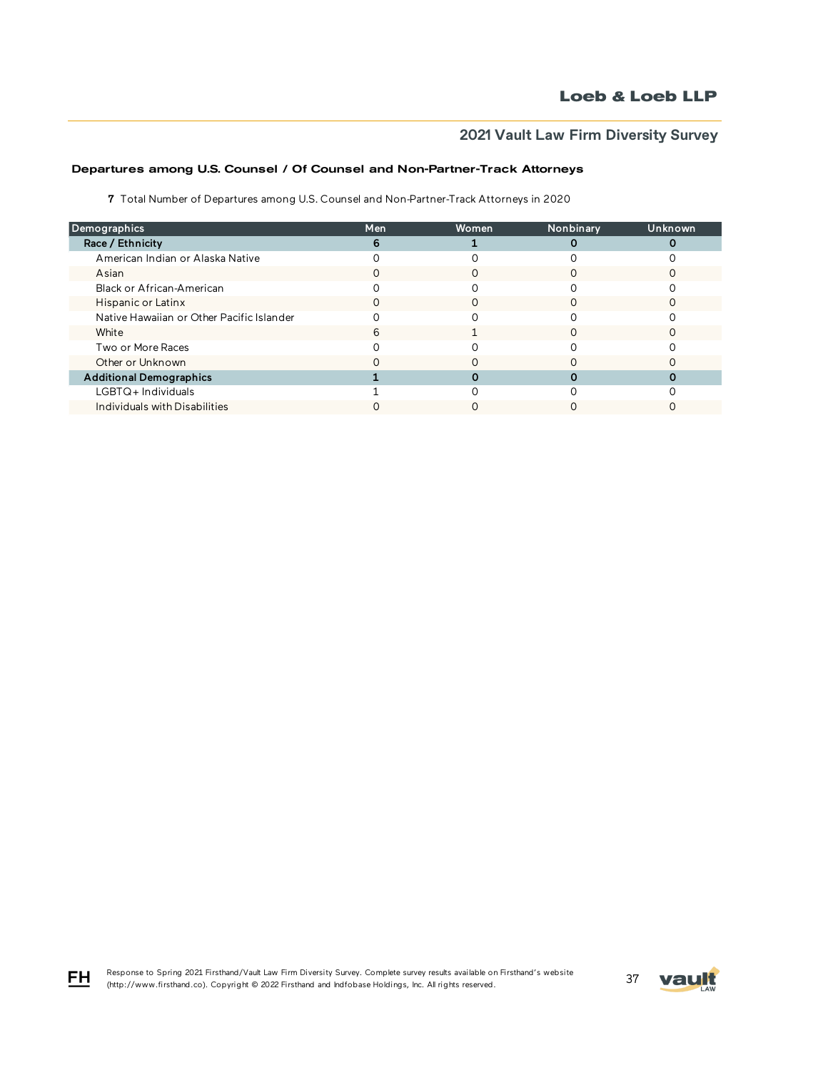### Departures among U.S. Counsel / Of Counsel and Non-Partner-Track Attorneys

**7** Total Number of Departures among U.S. Counsel and Non-Partner-Track Attorneys in 2020

| Demographics | Men | Women | Nonbinary | Unknown |
|---|---|---|---|---|
| **Race / Ethnicity** | **6** | **1** | **0** | **0** |
| American Indian or Alaska Native | 0 | 0 | 0 | 0 |
| Asian | 0 | 0 | 0 | 0 |
| Black or African-American | 0 | 0 | 0 | 0 |
| Hispanic or Latinx | 0 | 0 | 0 | 0 |
| Native Hawaiian or Other Pacific Islander | 0 | 0 | 0 | 0 |
| White | 6 | 1 | 0 | 0 |
| Two or More Races | 0 | 0 | 0 | 0 |
| Other or Unknown | 0 | 0 | 0 | 0 |
| **Additional Demographics** | **1** | **0** | **0** | **0** |
| LGBTQ+ Individuals | 1 | 0 | 0 | 0 |
| Individuals with Disabilities | 0 | 0 | 0 | 0 |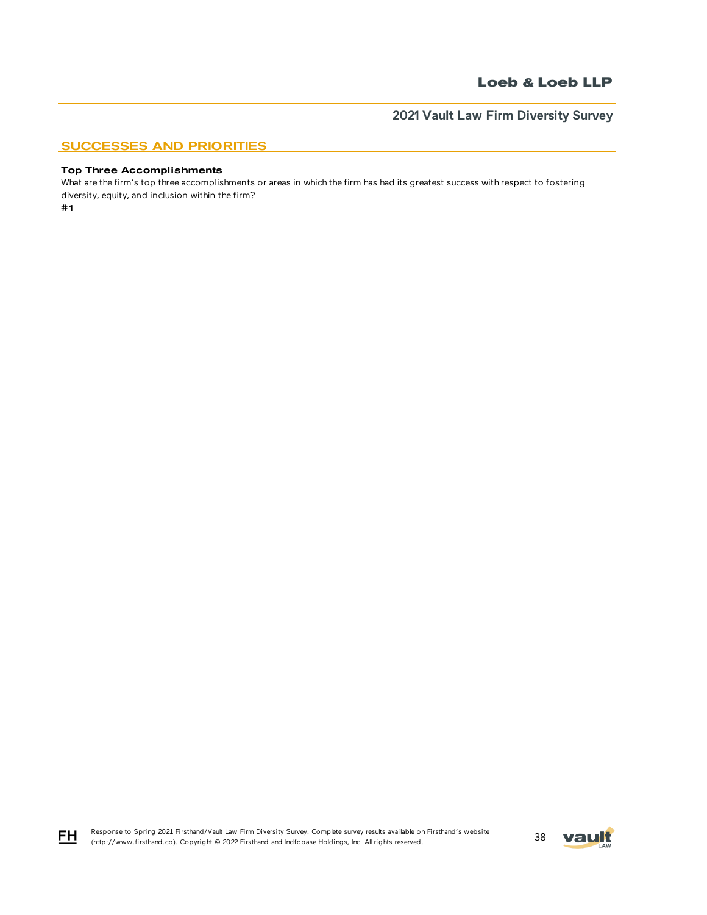## SUCCESSES AND PRIORITIES

**Top Three Accomplishments**

What are the firm's top three accomplishments or areas in which the firm has had its greatest success with respect to fostering diversity, equity, and inclusion within the firm?

**#1**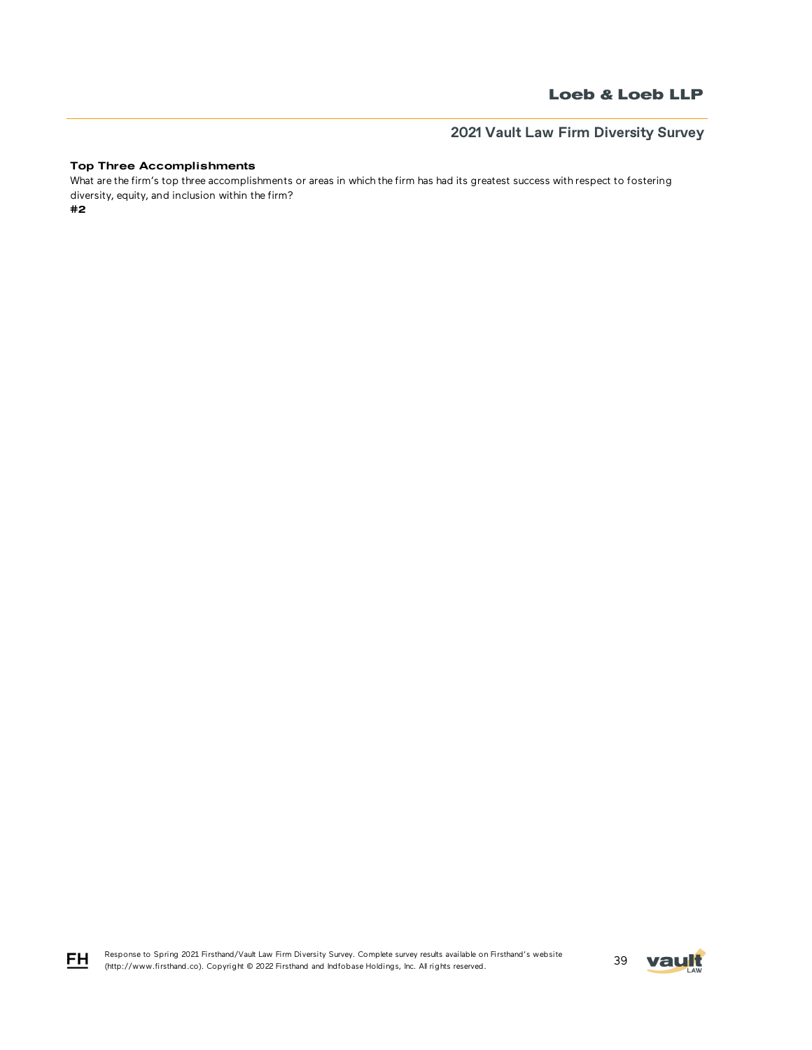### Top Three Accomplishments

What are the firm's top three accomplishments or areas in which the firm has had its greatest success with respect to fostering diversity, equity, and inclusion within the firm?

**#2**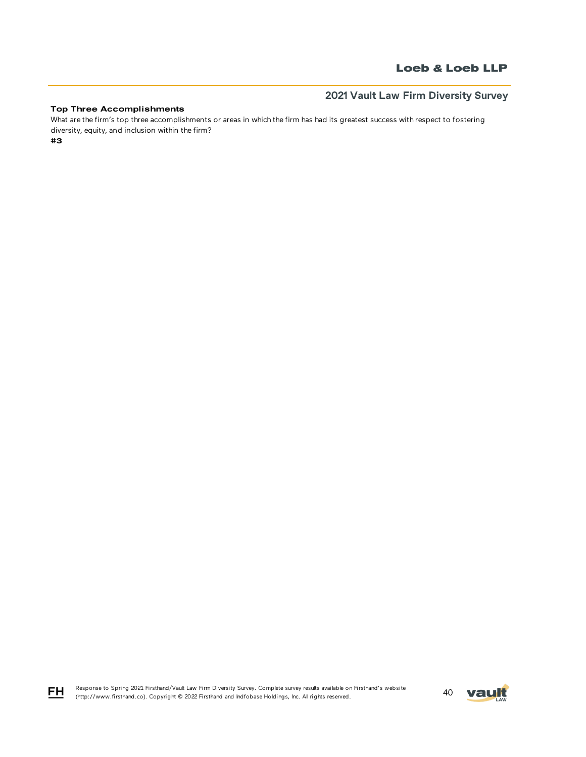**Top Three Accomplishments**

What are the firm's top three accomplishments or areas in which the firm has had its greatest success with respect to fostering diversity, equity, and inclusion within the firm?

**#3**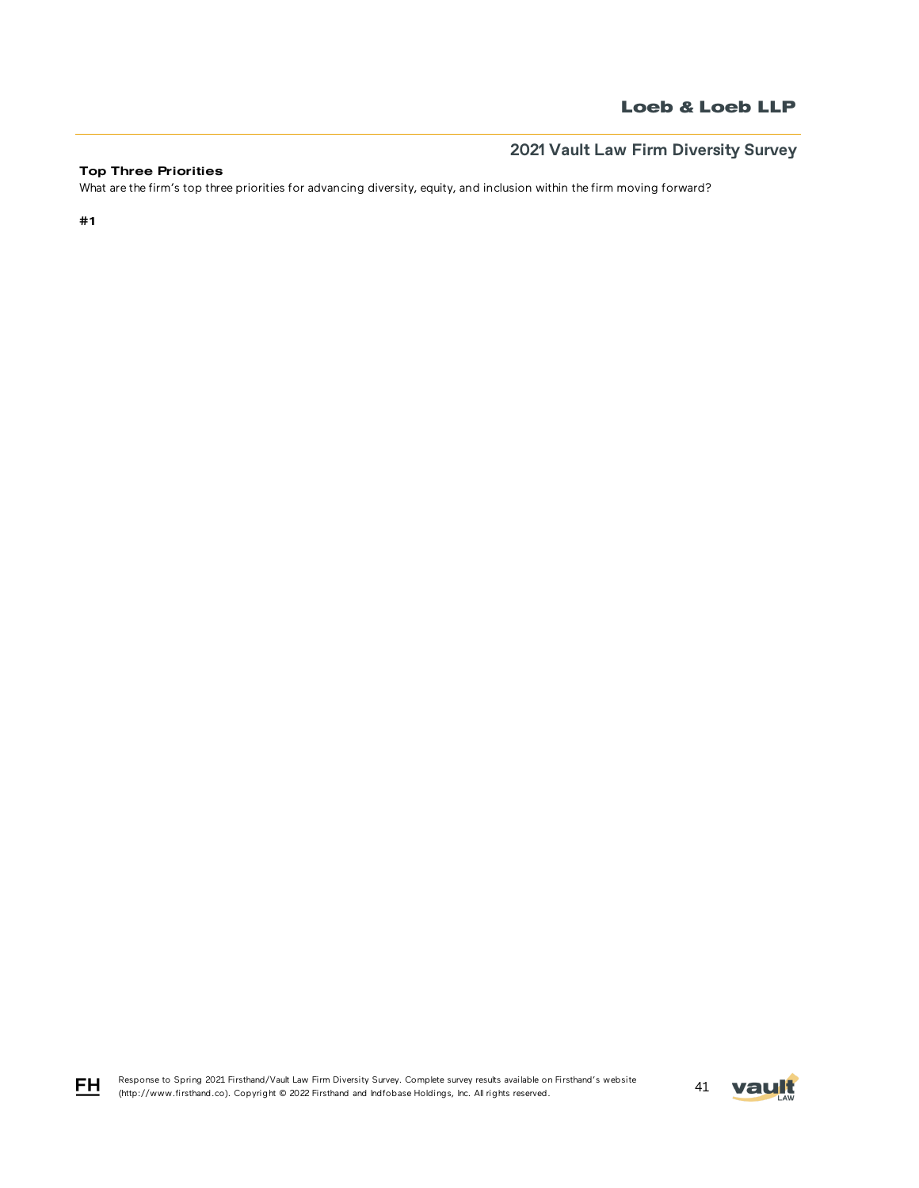**Top Three Priorities**

What are the firm's top three priorities for advancing diversity, equity, and inclusion within the firm moving forward?

**#1**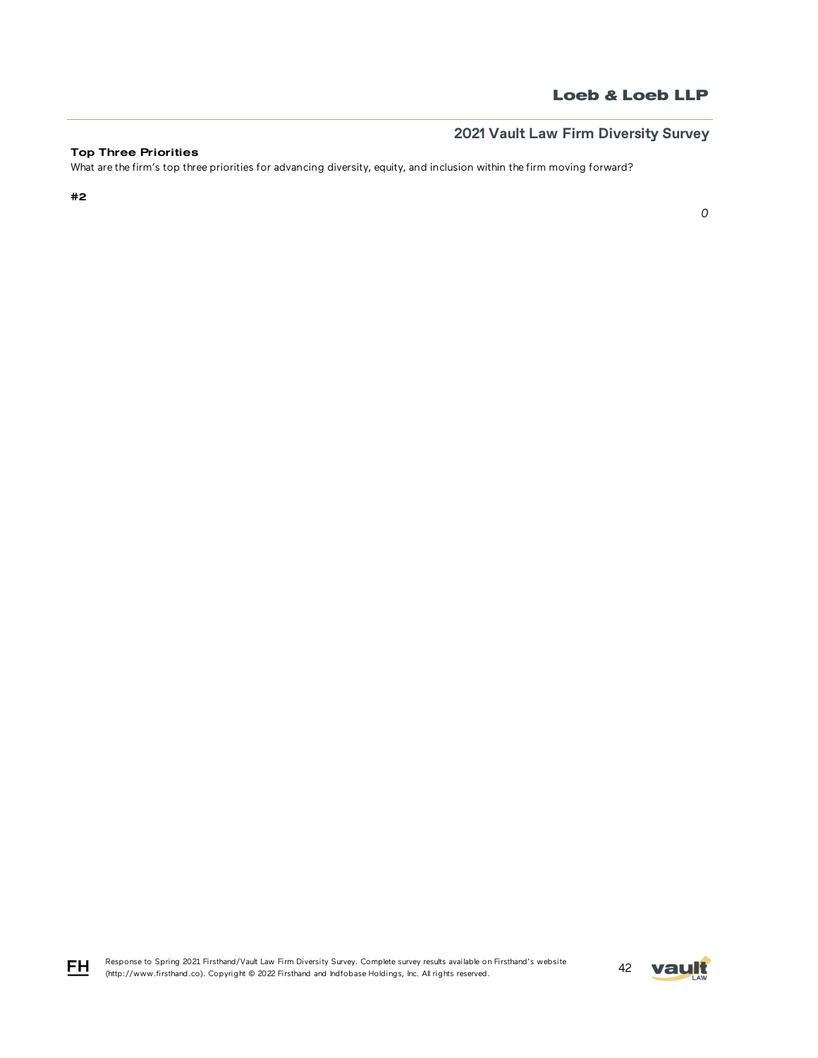**Top Three Priorities**

What are the firm's top three priorities for advancing diversity, equity, and inclusion within the firm moving forward?

**#2**

*0*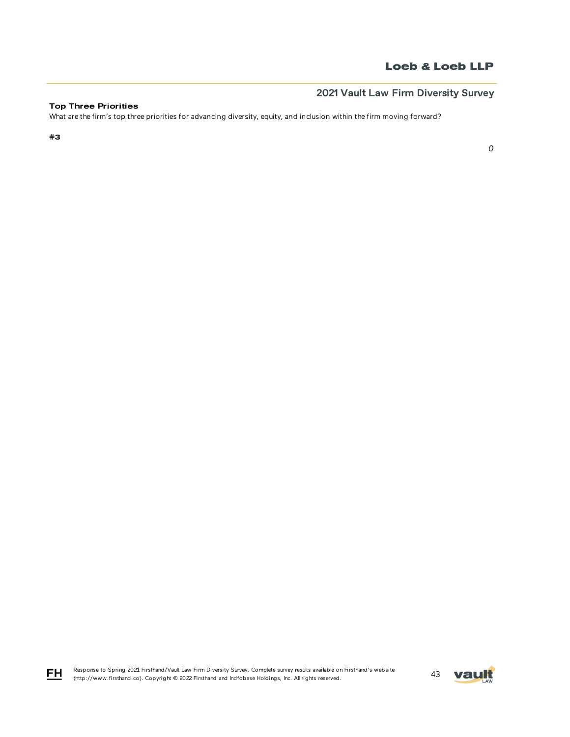**Top Three Priorities**

What are the firm's top three priorities for advancing diversity, equity, and inclusion within the firm moving forward?

**#3**

*0*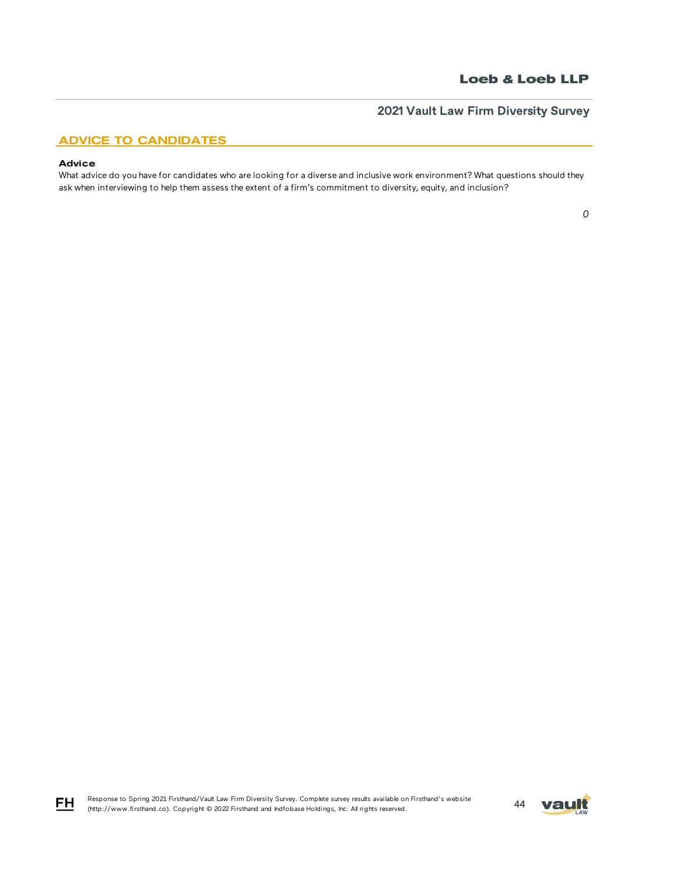## ADVICE TO CANDIDATES

**Advice**

What advice do you have for candidates who are looking for a diverse and inclusive work environment? What questions should they ask when interviewing to help them assess the extent of a firm's commitment to diversity, equity, and inclusion?

*0*